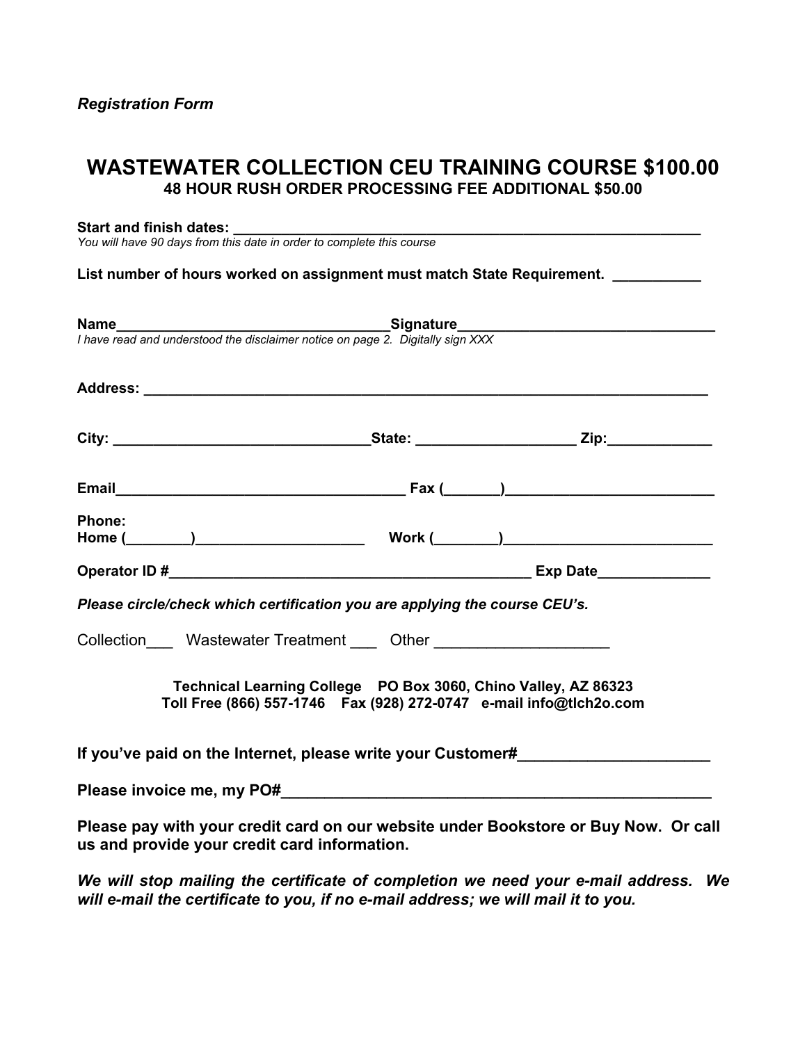*Registration Form*

# WASTEWATER COLLECTION CEU TRAINING COURSE $100.00

### 48 HOUR RUSH ORDER PROCESSING FEE ADDITIONAL $50.00

**Start and finish dates:** ____________________________________________________________

*You will have 90 days from this date in order to complete this course*

**List number of hours worked on assignment must match State Requirement.** ___________

**Name**___________________________________**Signature**_________________________________

*I have read and understood the disclaimer notice on page 2. Digitally sign XXX*

**Address:** _________________________________________________________________________

**City:** _________________________________**State:** ___________________ **Zip:**_____________

**Email**____________________________________ **Fax (**_______**)**__________________________

**Phone:**
**Home (**________**)**_____________________ **Work (**________**)**__________________________

**Operator ID #**_____________________________________________ **Exp Date**_____________

***Please circle/check which certification you are applying the course CEU's.***

Collection___ Wastewater Treatment ___ Other ____________________

**Technical Learning College PO Box 3060, Chino Valley, AZ 86323**
**Toll Free (866) 557-1746 Fax (928) 272-0747 e-mail info@tlch2o.com**

**If you've paid on the Internet, please write your Customer#**______________________

**Please invoice me, my PO#**__________________________________________________

**Please pay with your credit card on our website under Bookstore or Buy Now. Or call us and provide your credit card information.**

***We will stop mailing the certificate of completion we need your e-mail address. We will e-mail the certificate to you, if no e-mail address; we will mail it to you.***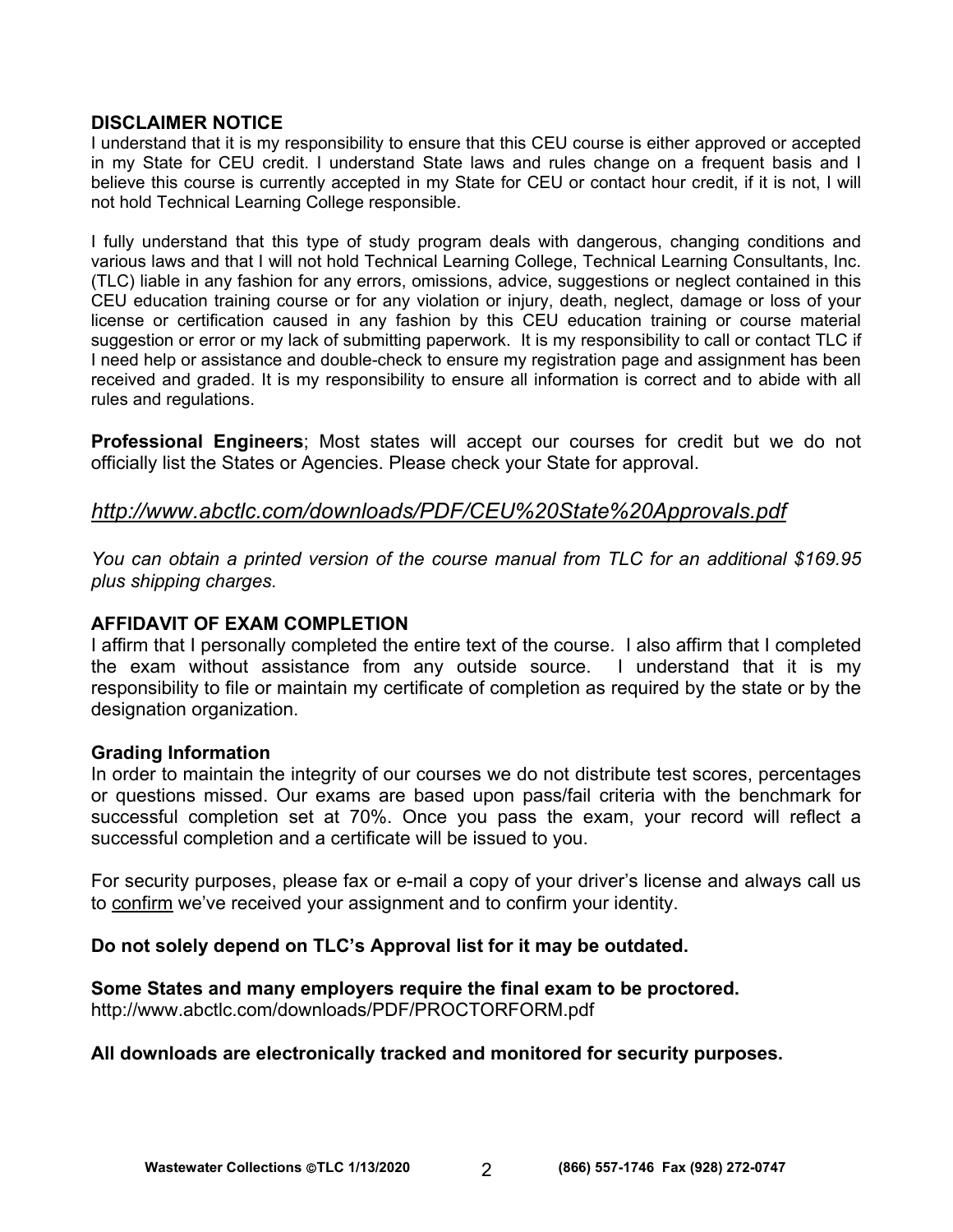## DISCLAIMER NOTICE

I understand that it is my responsibility to ensure that this CEU course is either approved or accepted in my State for CEU credit. I understand State laws and rules change on a frequent basis and I believe this course is currently accepted in my State for CEU or contact hour credit, if it is not, I will not hold Technical Learning College responsible.

I fully understand that this type of study program deals with dangerous, changing conditions and various laws and that I will not hold Technical Learning College, Technical Learning Consultants, Inc. (TLC) liable in any fashion for any errors, omissions, advice, suggestions or neglect contained in this CEU education training course or for any violation or injury, death, neglect, damage or loss of your license or certification caused in any fashion by this CEU education training or course material suggestion or error or my lack of submitting paperwork. It is my responsibility to call or contact TLC if I need help or assistance and double-check to ensure my registration page and assignment has been received and graded. It is my responsibility to ensure all information is correct and to abide with all rules and regulations.

**Professional Engineers**; Most states will accept our courses for credit but we do not officially list the States or Agencies. Please check your State for approval.

*http://www.abctlc.com/downloads/PDF/CEU%20State%20Approvals.pdf*

*You can obtain a printed version of the course manual from TLC for an additional $169.95 plus shipping charges.*

## AFFIDAVIT OF EXAM COMPLETION

I affirm that I personally completed the entire text of the course. I also affirm that I completed the exam without assistance from any outside source. I understand that it is my responsibility to file or maintain my certificate of completion as required by the state or by the designation organization.

### Grading Information

In order to maintain the integrity of our courses we do not distribute test scores, percentages or questions missed. Our exams are based upon pass/fail criteria with the benchmark for successful completion set at 70%. Once you pass the exam, your record will reflect a successful completion and a certificate will be issued to you.

For security purposes, please fax or e-mail a copy of your driver's license and always call us to confirm we've received your assignment and to confirm your identity.

**Do not solely depend on TLC's Approval list for it may be outdated.**

**Some States and many employers require the final exam to be proctored.**
http://www.abctlc.com/downloads/PDF/PROCTORFORM.pdf

**All downloads are electronically tracked and monitored for security purposes.**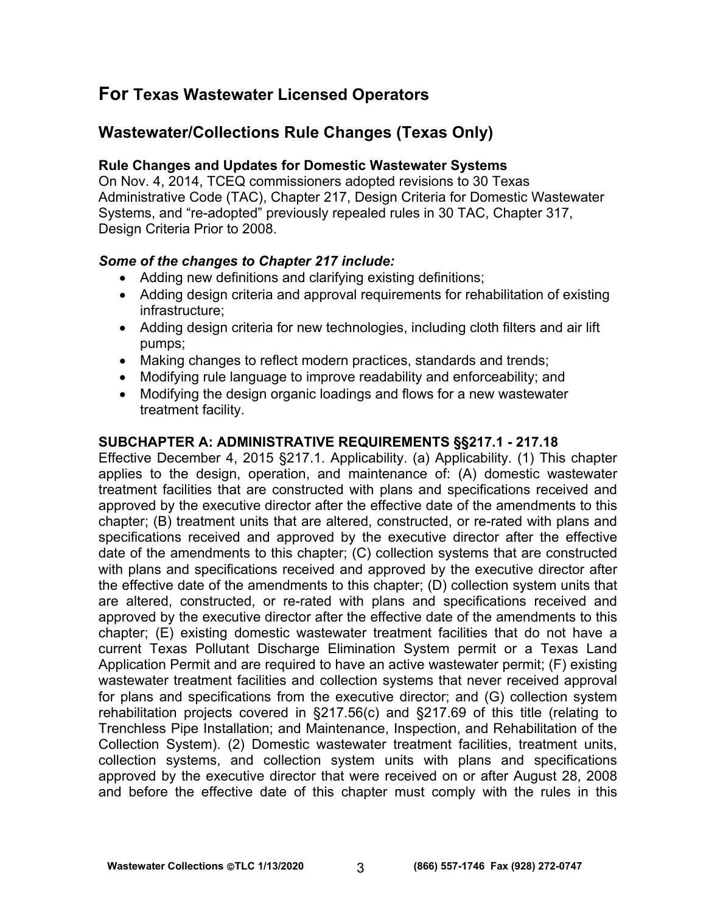## For Texas Wastewater Licensed Operators

## Wastewater/Collections Rule Changes (Texas Only)

### Rule Changes and Updates for Domestic Wastewater Systems

On Nov. 4, 2014, TCEQ commissioners adopted revisions to 30 Texas Administrative Code (TAC), Chapter 217, Design Criteria for Domestic Wastewater Systems, and "re-adopted" previously repealed rules in 30 TAC, Chapter 317, Design Criteria Prior to 2008.

***Some of the changes to Chapter 217 include:***

- Adding new definitions and clarifying existing definitions;
- Adding design criteria and approval requirements for rehabilitation of existing infrastructure;
- Adding design criteria for new technologies, including cloth filters and air lift pumps;
- Making changes to reflect modern practices, standards and trends;
- Modifying rule language to improve readability and enforceability; and
- Modifying the design organic loadings and flows for a new wastewater treatment facility.

### SUBCHAPTER A: ADMINISTRATIVE REQUIREMENTS §§217.1 - 217.18

Effective December 4, 2015 §217.1. Applicability. (a) Applicability. (1) This chapter applies to the design, operation, and maintenance of: (A) domestic wastewater treatment facilities that are constructed with plans and specifications received and approved by the executive director after the effective date of the amendments to this chapter; (B) treatment units that are altered, constructed, or re-rated with plans and specifications received and approved by the executive director after the effective date of the amendments to this chapter; (C) collection systems that are constructed with plans and specifications received and approved by the executive director after the effective date of the amendments to this chapter; (D) collection system units that are altered, constructed, or re-rated with plans and specifications received and approved by the executive director after the effective date of the amendments to this chapter; (E) existing domestic wastewater treatment facilities that do not have a current Texas Pollutant Discharge Elimination System permit or a Texas Land Application Permit and are required to have an active wastewater permit; (F) existing wastewater treatment facilities and collection systems that never received approval for plans and specifications from the executive director; and (G) collection system rehabilitation projects covered in §217.56(c) and §217.69 of this title (relating to Trenchless Pipe Installation; and Maintenance, Inspection, and Rehabilitation of the Collection System). (2) Domestic wastewater treatment facilities, treatment units, collection systems, and collection system units with plans and specifications approved by the executive director that were received on or after August 28, 2008 and before the effective date of this chapter must comply with the rules in this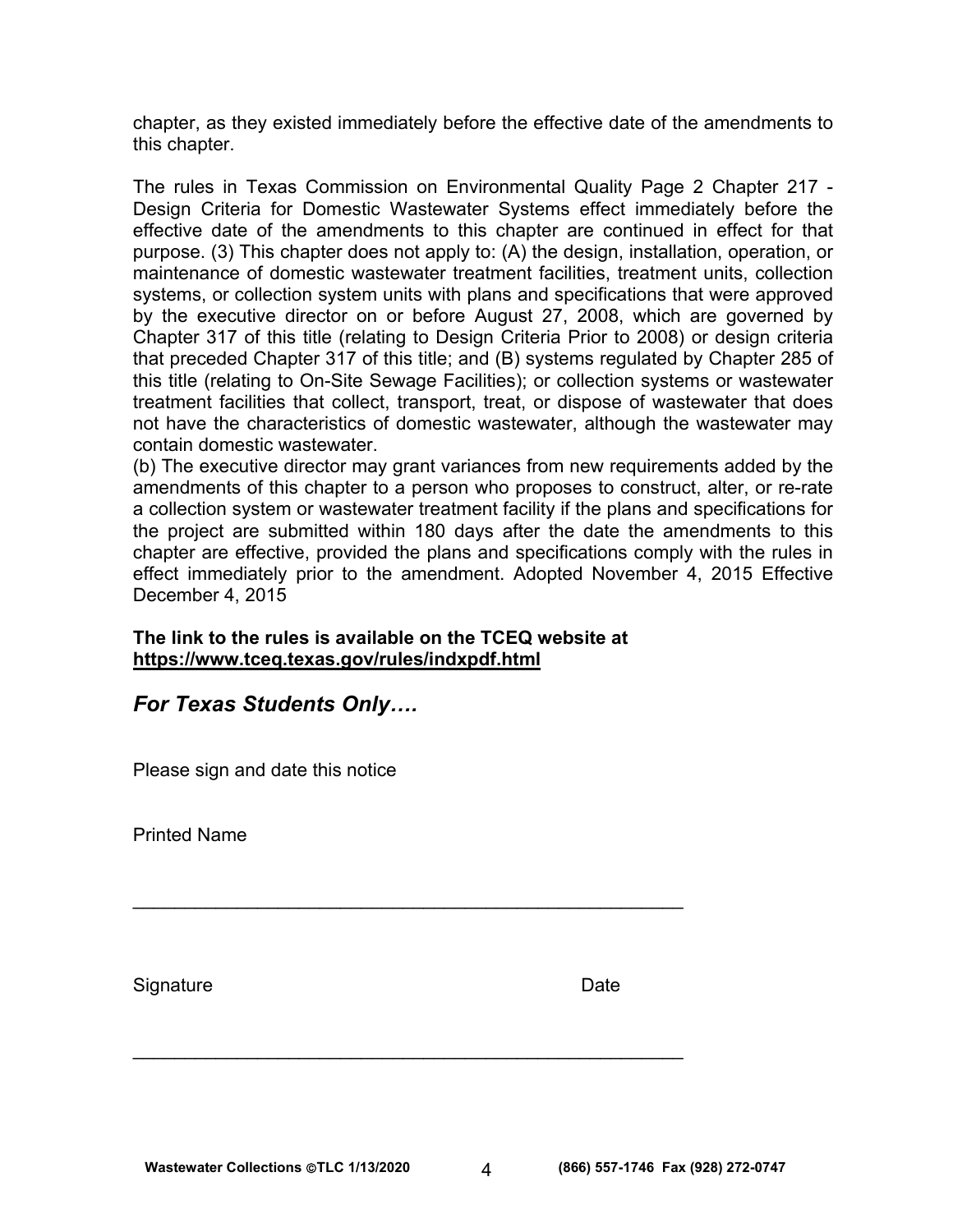chapter, as they existed immediately before the effective date of the amendments to this chapter.

The rules in Texas Commission on Environmental Quality Page 2 Chapter 217 - Design Criteria for Domestic Wastewater Systems effect immediately before the effective date of the amendments to this chapter are continued in effect for that purpose. (3) This chapter does not apply to: (A) the design, installation, operation, or maintenance of domestic wastewater treatment facilities, treatment units, collection systems, or collection system units with plans and specifications that were approved by the executive director on or before August 27, 2008, which are governed by Chapter 317 of this title (relating to Design Criteria Prior to 2008) or design criteria that preceded Chapter 317 of this title; and (B) systems regulated by Chapter 285 of this title (relating to On-Site Sewage Facilities); or collection systems or wastewater treatment facilities that collect, transport, treat, or dispose of wastewater that does not have the characteristics of domestic wastewater, although the wastewater may contain domestic wastewater.

(b) The executive director may grant variances from new requirements added by the amendments of this chapter to a person who proposes to construct, alter, or re-rate a collection system or wastewater treatment facility if the plans and specifications for the project are submitted within 180 days after the date the amendments to this chapter are effective, provided the plans and specifications comply with the rules in effect immediately prior to the amendment. Adopted November 4, 2015 Effective December 4, 2015

**The link to the rules is available on the TCEQ website at**
**https://www.tceq.texas.gov/rules/indxpdf.html**

## *For Texas Students Only….*

Please sign and date this notice

Printed Name

\_\_\_\_\_\_\_\_\_\_\_\_\_\_\_\_\_\_\_\_\_\_\_\_\_\_\_\_\_\_\_\_\_\_\_\_\_\_\_\_\_\_\_\_\_\_\_\_\_\_\_\_

Signature Date

\_\_\_\_\_\_\_\_\_\_\_\_\_\_\_\_\_\_\_\_\_\_\_\_\_\_\_\_\_\_\_\_\_\_\_\_\_\_\_\_\_\_\_\_\_\_\_\_\_\_\_\_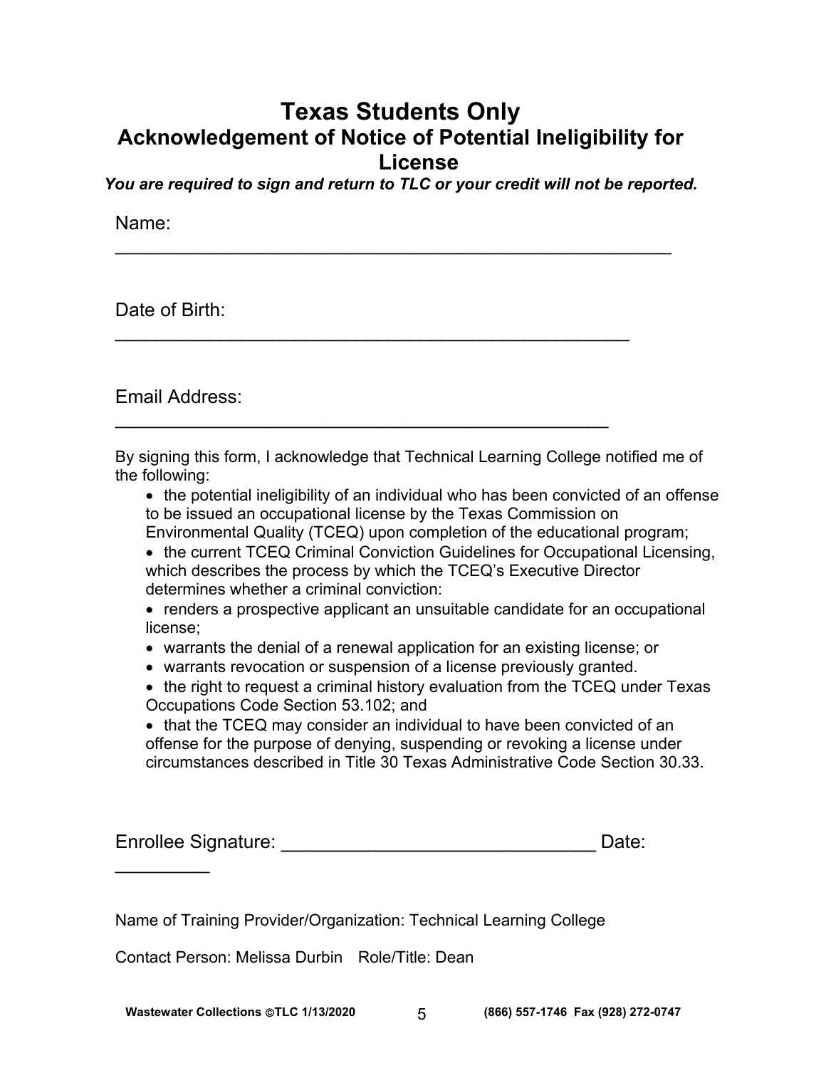# Texas Students Only

## Acknowledgement of Notice of Potential Ineligibility for License

***You are required to sign and return to TLC or your credit will not be reported.***

Name: \_\_\_\_\_\_\_\_\_\_\_\_\_\_\_\_\_\_\_\_\_\_\_\_\_\_\_\_\_\_\_\_\_\_\_\_\_\_\_\_\_\_\_\_\_\_\_\_\_\_\_\_\_\_\_\_\_

Date of Birth: \_\_\_\_\_\_\_\_\_\_\_\_\_\_\_\_\_\_\_\_\_\_\_\_\_\_\_\_\_\_\_\_\_\_\_\_\_\_\_\_\_\_\_\_\_\_\_\_\_\_\_

Email Address: \_\_\_\_\_\_\_\_\_\_\_\_\_\_\_\_\_\_\_\_\_\_\_\_\_\_\_\_\_\_\_\_\_\_\_\_\_\_\_\_\_\_\_\_\_\_\_\_\_

By signing this form, I acknowledge that Technical Learning College notified me of the following:

- the potential ineligibility of an individual who has been convicted of an offense to be issued an occupational license by the Texas Commission on Environmental Quality (TCEQ) upon completion of the educational program;
- the current TCEQ Criminal Conviction Guidelines for Occupational Licensing, which describes the process by which the TCEQ's Executive Director determines whether a criminal conviction:
- renders a prospective applicant an unsuitable candidate for an occupational license;
- warrants the denial of a renewal application for an existing license; or
- warrants revocation or suspension of a license previously granted.
- the right to request a criminal history evaluation from the TCEQ under Texas Occupations Code Section 53.102; and
- that the TCEQ may consider an individual to have been convicted of an offense for the purpose of denying, suspending or revoking a license under circumstances described in Title 30 Texas Administrative Code Section 30.33.

Enrollee Signature: \_\_\_\_\_\_\_\_\_\_\_\_\_\_\_\_\_\_\_\_\_\_\_\_\_\_\_\_\_\_\_ Date: \_\_\_\_\_\_\_\_\_

Name of Training Provider/Organization: Technical Learning College

Contact Person: Melissa Durbin Role/Title: Dean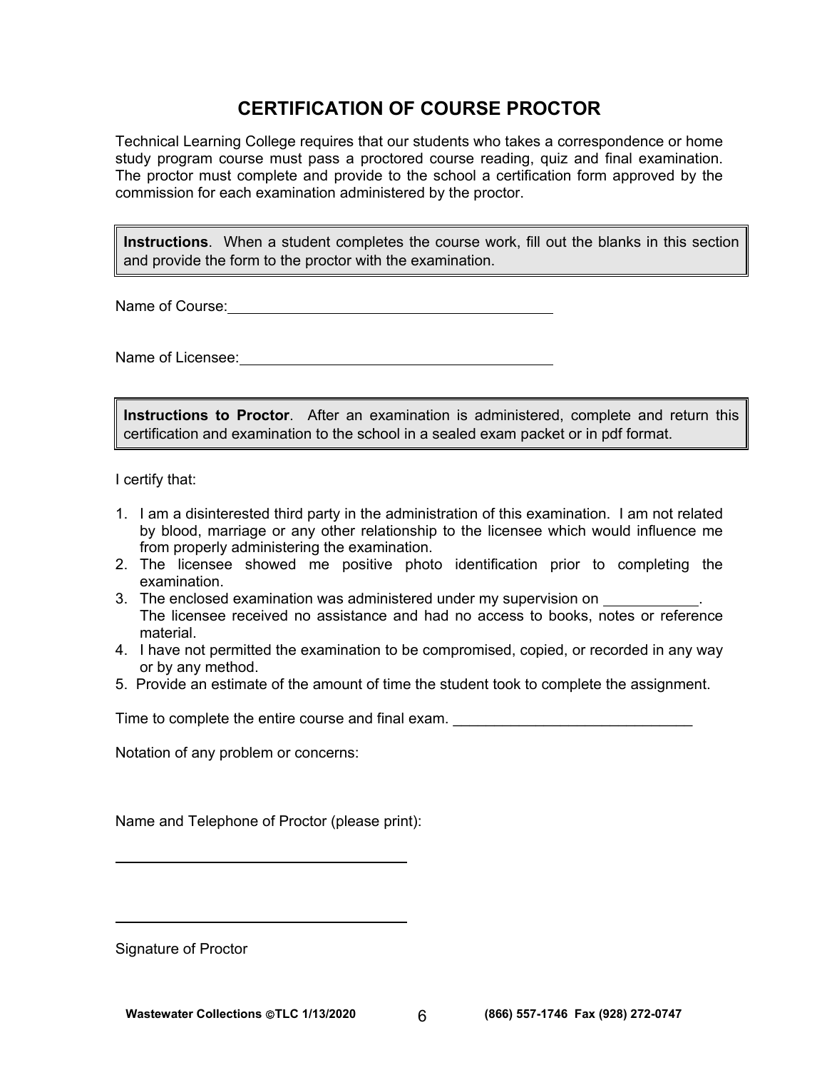# CERTIFICATION OF COURSE PROCTOR

Technical Learning College requires that our students who takes a correspondence or home study program course must pass a proctored course reading, quiz and final examination. The proctor must complete and provide to the school a certification form approved by the commission for each examination administered by the proctor.

> **Instructions**. When a student completes the course work, fill out the blanks in this section and provide the form to the proctor with the examination.

Name of Course: ________________________________________

Name of Licensee: ________________________________________

> **Instructions to Proctor**. After an examination is administered, complete and return this certification and examination to the school in a sealed exam packet or in pdf format.

I certify that:

1. I am a disinterested third party in the administration of this examination. I am not related by blood, marriage or any other relationship to the licensee which would influence me from properly administering the examination.
2. The licensee showed me positive photo identification prior to completing the examination.
3. The enclosed examination was administered under my supervision on ___________. The licensee received no assistance and had no access to books, notes or reference material.
4. I have not permitted the examination to be compromised, copied, or recorded in any way or by any method.
5. Provide an estimate of the amount of time the student took to complete the assignment.

Time to complete the entire course and final exam. ______________________________

Notation of any problem or concerns:

Name and Telephone of Proctor (please print):

____________________________________

____________________________________

Signature of Proctor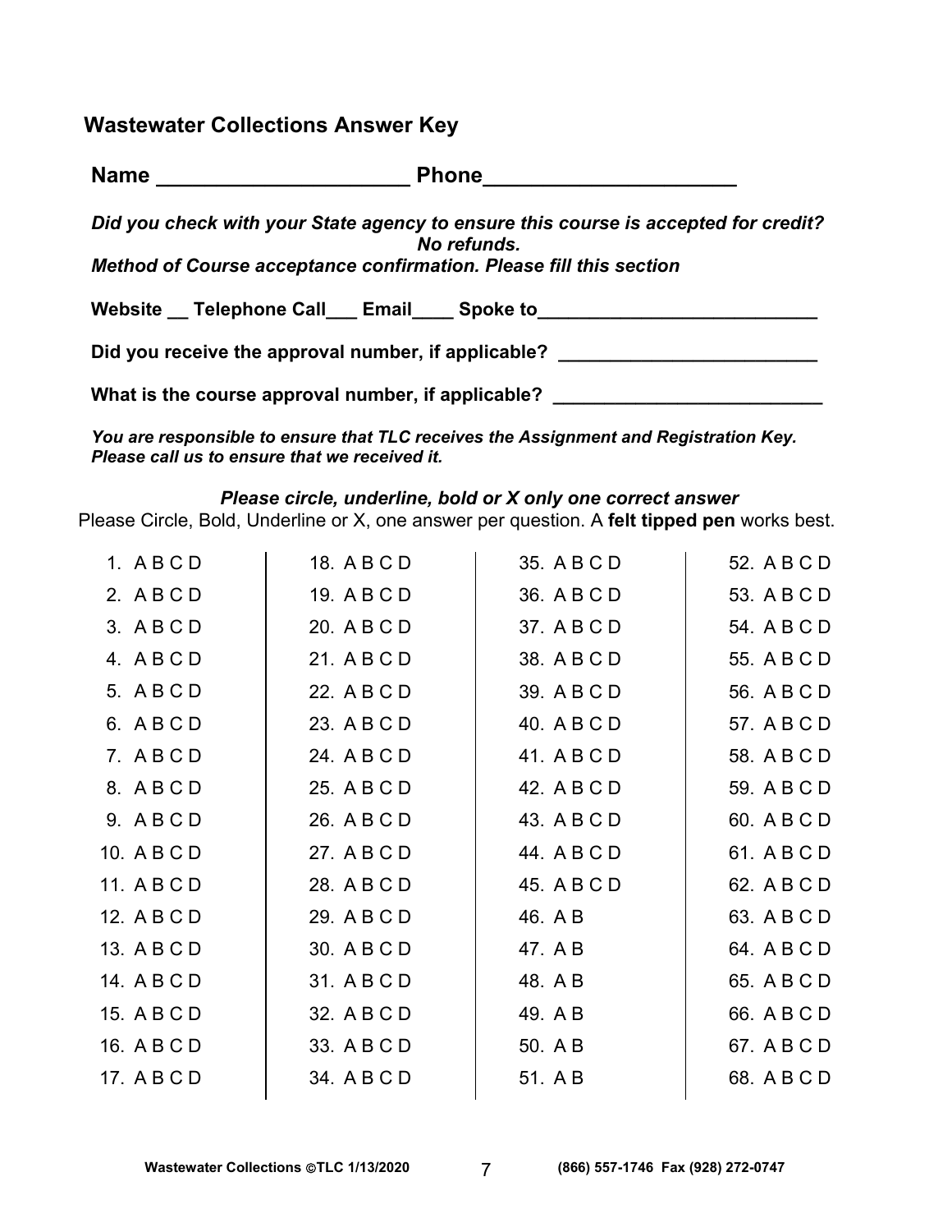## Wastewater Collections Answer Key

**Name ______________________ Phone______________________**

***Did you check with your State agency to ensure this course is accepted for credit? No refunds.***

***Method of Course acceptance confirmation. Please fill this section***

**Website __ Telephone Call___ Email____ Spoke to___________________________**

**Did you receive the approval number, if applicable? _________________________**

**What is the course approval number, if applicable? __________________________**

***You are responsible to ensure that TLC receives the Assignment and Registration Key. Please call us to ensure that we received it.***

***Please circle, underline, bold or X only one correct answer***

Please Circle, Bold, Underline or X, one answer per question. A **felt tipped pen** works best.

| | | | |
|---|---|---|---|
| 1. A B C D | 18. A B C D | 35. A B C D | 52. A B C D |
| 2. A B C D | 19. A B C D | 36. A B C D | 53. A B C D |
| 3. A B C D | 20. A B C D | 37. A B C D | 54. A B C D |
| 4. A B C D | 21. A B C D | 38. A B C D | 55. A B C D |
| 5. A B C D | 22. A B C D | 39. A B C D | 56. A B C D |
| 6. A B C D | 23. A B C D | 40. A B C D | 57. A B C D |
| 7. A B C D | 24. A B C D | 41. A B C D | 58. A B C D |
| 8. A B C D | 25. A B C D | 42. A B C D | 59. A B C D |
| 9. A B C D | 26. A B C D | 43. A B C D | 60. A B C D |
| 10. A B C D | 27. A B C D | 44. A B C D | 61. A B C D |
| 11. A B C D | 28. A B C D | 45. A B C D | 62. A B C D |
| 12. A B C D | 29. A B C D | 46. A B | 63. A B C D |
| 13. A B C D | 30. A B C D | 47. A B | 64. A B C D |
| 14. A B C D | 31. A B C D | 48. A B | 65. A B C D |
| 15. A B C D | 32. A B C D | 49. A B | 66. A B C D |
| 16. A B C D | 33. A B C D | 50. A B | 67. A B C D |
| 17. A B C D | 34. A B C D | 51. A B | 68. A B C D |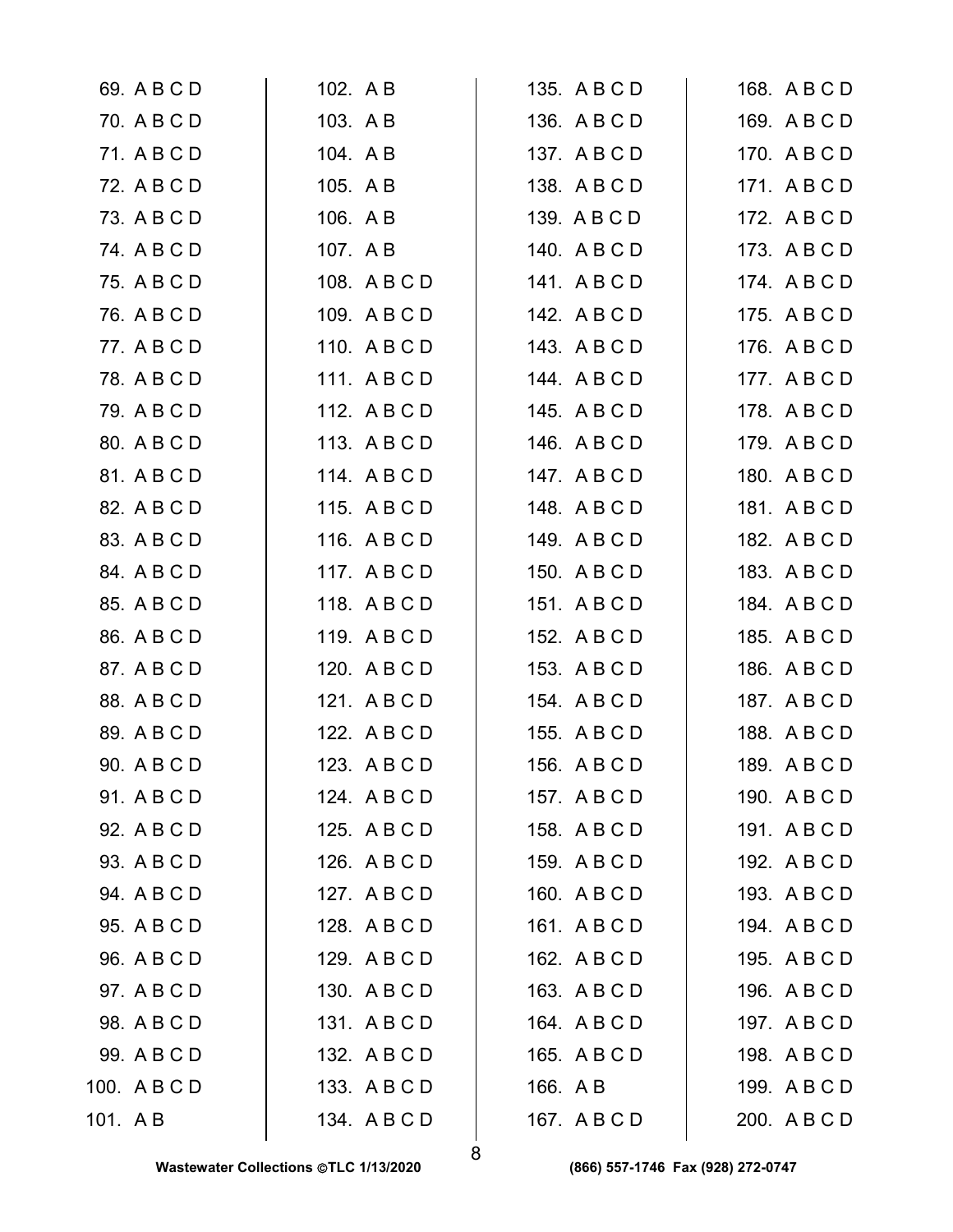69. A B C D
70. A B C D
71. A B C D
72. A B C D
73. A B C D
74. A B C D
75. A B C D
76. A B C D
77. A B C D
78. A B C D
79. A B C D
80. A B C D
81. A B C D
82. A B C D
83. A B C D
84. A B C D
85. A B C D
86. A B C D
87. A B C D
88. A B C D
89. A B C D
90. A B C D
91. A B C D
92. A B C D
93. A B C D
94. A B C D
95. A B C D
96. A B C D
97. A B C D
98. A B C D
99. A B C D
100. A B C D
101. A B

102. A B
103. A B
104. A B
105. A B
106. A B
107. A B
108. A B C D
109. A B C D
110. A B C D
111. A B C D
112. A B C D
113. A B C D
114. A B C D
115. A B C D
116. A B C D
117. A B C D
118. A B C D
119. A B C D
120. A B C D
121. A B C D
122. A B C D
123. A B C D
124. A B C D
125. A B C D
126. A B C D
127. A B C D
128. A B C D
129. A B C D
130. A B C D
131. A B C D
132. A B C D
133. A B C D
134. A B C D

135. A B C D
136. A B C D
137. A B C D
138. A B C D
139. A B C D
140. A B C D
141. A B C D
142. A B C D
143. A B C D
144. A B C D
145. A B C D
146. A B C D
147. A B C D
148. A B C D
149. A B C D
150. A B C D
151. A B C D
152. A B C D
153. A B C D
154. A B C D
155. A B C D
156. A B C D
157. A B C D
158. A B C D
159. A B C D
160. A B C D
161. A B C D
162. A B C D
163. A B C D
164. A B C D
165. A B C D
166. A B
167. A B C D

168. A B C D
169. A B C D
170. A B C D
171. A B C D
172. A B C D
173. A B C D
174. A B C D
175. A B C D
176. A B C D
177. A B C D
178. A B C D
179. A B C D
180. A B C D
181. A B C D
182. A B C D
183. A B C D
184. A B C D
185. A B C D
186. A B C D
187. A B C D
188. A B C D
189. A B C D
190. A B C D
191. A B C D
192. A B C D
193. A B C D
194. A B C D
195. A B C D
196. A B C D
197. A B C D
198. A B C D
199. A B C D
200. A B C D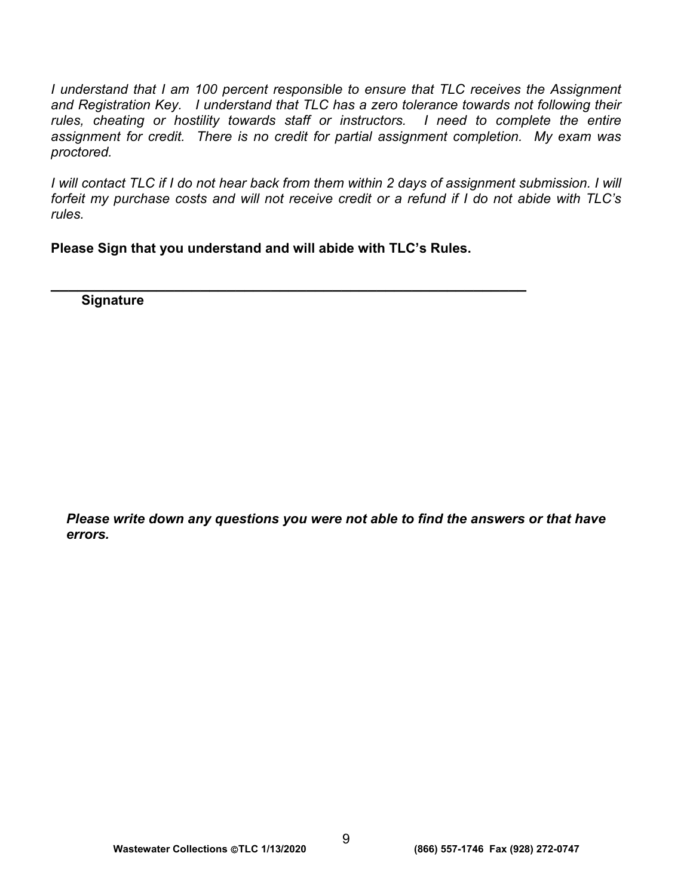*I understand that I am 100 percent responsible to ensure that TLC receives the Assignment and Registration Key. I understand that TLC has a zero tolerance towards not following their rules, cheating or hostility towards staff or instructors. I need to complete the entire assignment for credit. There is no credit for partial assignment completion. My exam was proctored.*

*I will contact TLC if I do not hear back from them within 2 days of assignment submission. I will forfeit my purchase costs and will not receive credit or a refund if I do not abide with TLC's rules.*

**Please Sign that you understand and will abide with TLC's Rules.**

_______________________________________________________________

**Signature**

***Please write down any questions you were not able to find the answers or that have errors.***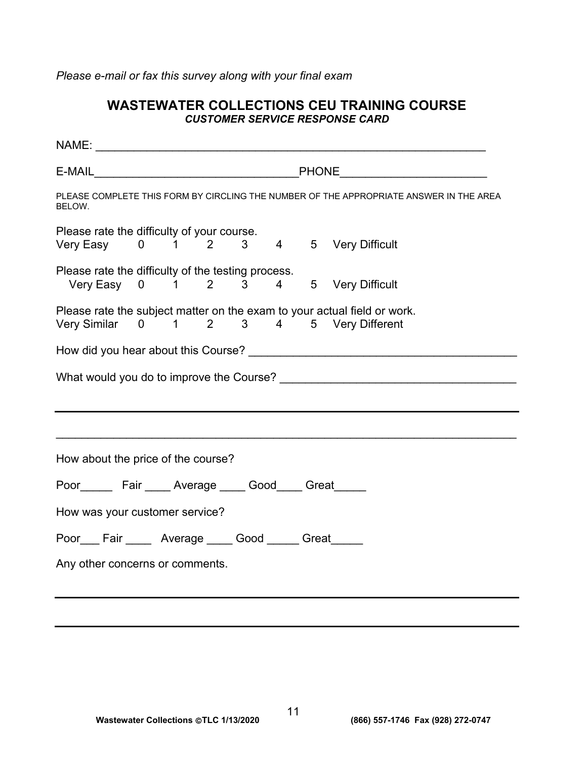*Please e-mail or fax this survey along with your final exam*

## WASTEWATER COLLECTIONS CEU TRAINING COURSE

***CUSTOMER SERVICE RESPONSE CARD***

NAME: ___________________________________________________________

E-MAIL_______________________________PHONE_____________________

PLEASE COMPLETE THIS FORM BY CIRCLING THE NUMBER OF THE APPROPRIATE ANSWER IN THE AREA BELOW.

Please rate the difficulty of your course.
Very Easy 0 1 2 3 4 5 Very Difficult

Please rate the difficulty of the testing process.
Very Easy 0 1 2 3 4 5 Very Difficult

Please rate the subject matter on the exam to your actual field or work.
Very Similar 0 1 2 3 4 5 Very Different

How did you hear about this Course? ________________________________________

What would you do to improve the Course? ____________________________________

_______________________________________________________________________

_______________________________________________________________________

How about the price of the course?

Poor_____ Fair ____ Average ____ Good____ Great_____

How was your customer service?

Poor___ Fair ____ Average ____ Good _____ Great_____

Any other concerns or comments.

_______________________________________________________________________

_______________________________________________________________________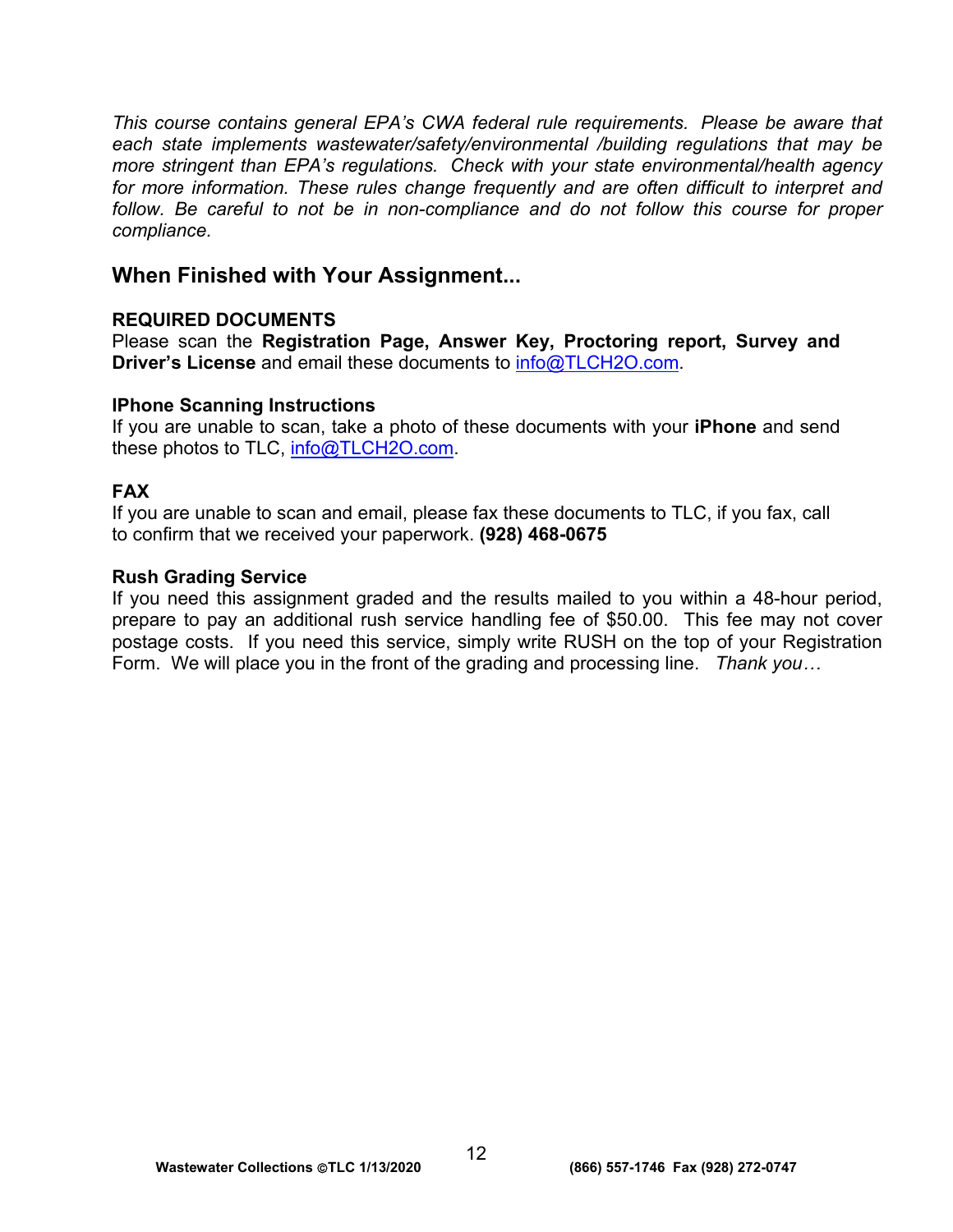*This course contains general EPA's CWA federal rule requirements. Please be aware that each state implements wastewater/safety/environmental /building regulations that may be more stringent than EPA's regulations. Check with your state environmental/health agency for more information. These rules change frequently and are often difficult to interpret and follow. Be careful to not be in non-compliance and do not follow this course for proper compliance.*

## When Finished with Your Assignment...

**REQUIRED DOCUMENTS**
Please scan the **Registration Page, Answer Key, Proctoring report, Survey and Driver's License** and email these documents to info@TLCH2O.com.

**IPhone Scanning Instructions**
If you are unable to scan, take a photo of these documents with your **iPhone** and send these photos to TLC, info@TLCH2O.com.

**FAX**
If you are unable to scan and email, please fax these documents to TLC, if you fax, call to confirm that we received your paperwork. **(928) 468-0675**

**Rush Grading Service**
If you need this assignment graded and the results mailed to you within a 48-hour period, prepare to pay an additional rush service handling fee of $50.00. This fee may not cover postage costs. If you need this service, simply write RUSH on the top of your Registration Form. We will place you in the front of the grading and processing line. *Thank you…*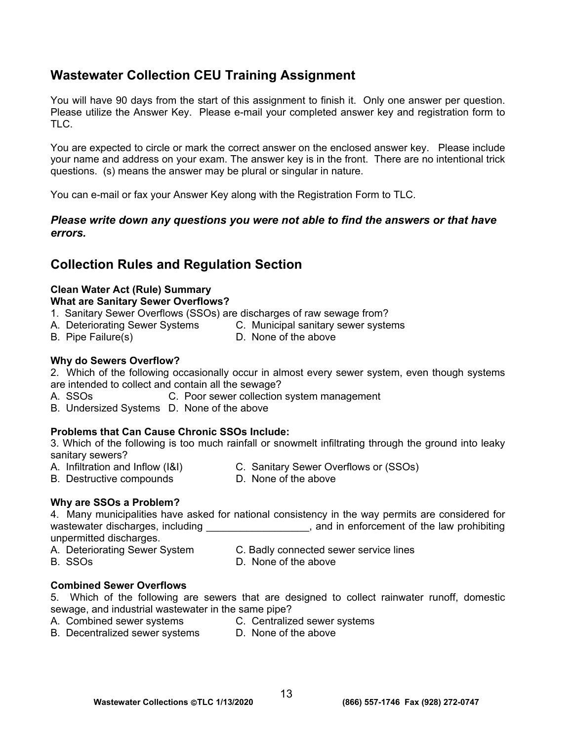## Wastewater Collection CEU Training Assignment

You will have 90 days from the start of this assignment to finish it. Only one answer per question. Please utilize the Answer Key. Please e-mail your completed answer key and registration form to TLC.

You are expected to circle or mark the correct answer on the enclosed answer key. Please include your name and address on your exam. The answer key is in the front. There are no intentional trick questions. (s) means the answer may be plural or singular in nature.

You can e-mail or fax your Answer Key along with the Registration Form to TLC.

***Please write down any questions you were not able to find the answers or that have errors.***

## Collection Rules and Regulation Section

**Clean Water Act (Rule) Summary**

**What are Sanitary Sewer Overflows?**

1. Sanitary Sewer Overflows (SSOs) are discharges of raw sewage from?

A. Deteriorating Sewer Systems
B. Pipe Failure(s)
C. Municipal sanitary sewer systems
D. None of the above

**Why do Sewers Overflow?**

2. Which of the following occasionally occur in almost every sewer system, even though systems are intended to collect and contain all the sewage?

A. SSOs
B. Undersized Systems
C. Poor sewer collection system management
D. None of the above

**Problems that Can Cause Chronic SSOs Include:**

3. Which of the following is too much rainfall or snowmelt infiltrating through the ground into leaky sanitary sewers?

A. Infiltration and Inflow (I&I)
B. Destructive compounds
C. Sanitary Sewer Overflows or (SSOs)
D. None of the above

**Why are SSOs a Problem?**

4. Many municipalities have asked for national consistency in the way permits are considered for wastewater discharges, including __________________, and in enforcement of the law prohibiting unpermitted discharges.

A. Deteriorating Sewer System
B. SSOs
C. Badly connected sewer service lines
D. None of the above

**Combined Sewer Overflows**

5. Which of the following are sewers that are designed to collect rainwater runoff, domestic sewage, and industrial wastewater in the same pipe?

A. Combined sewer systems
B. Decentralized sewer systems
C. Centralized sewer systems
D. None of the above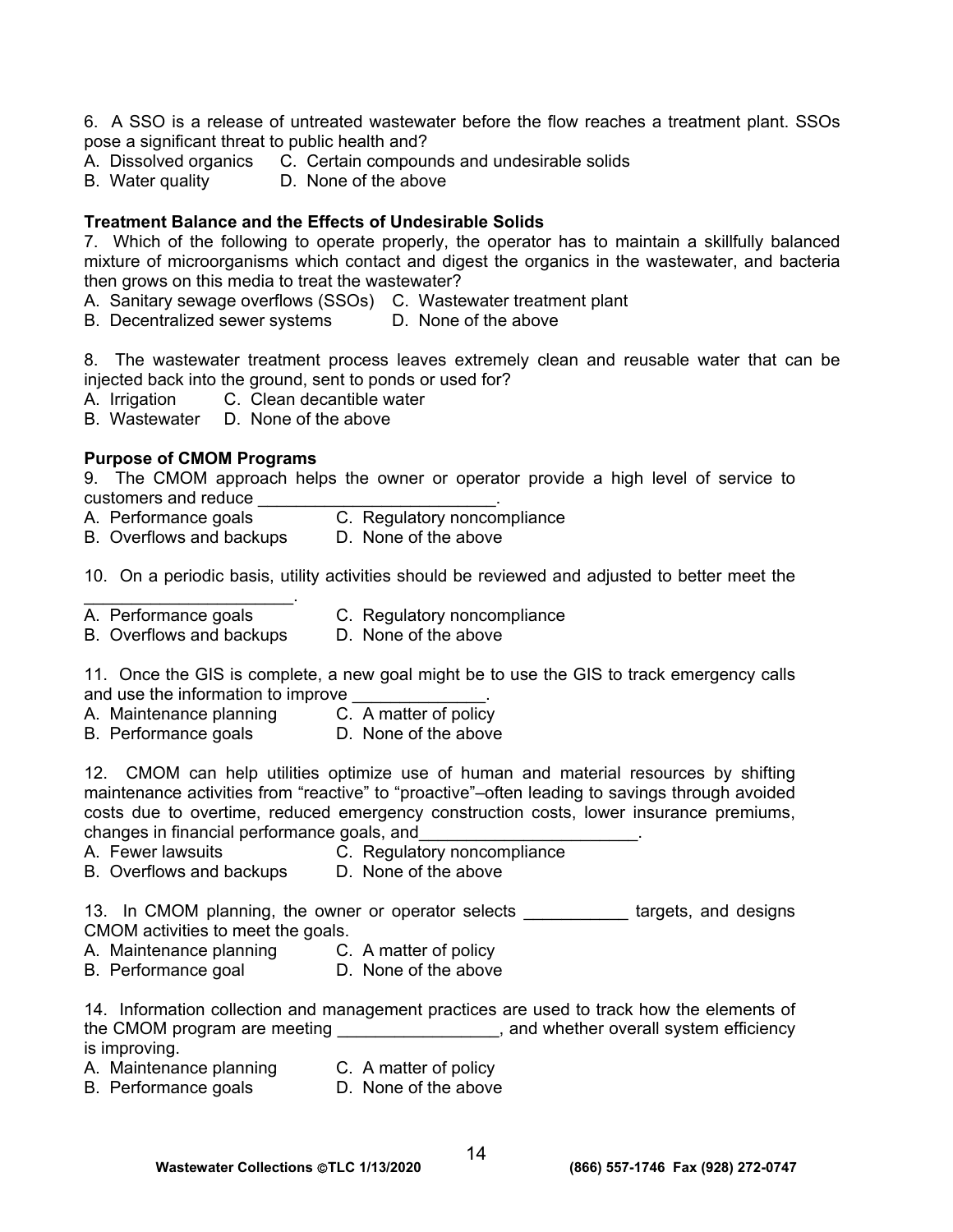6. A SSO is a release of untreated wastewater before the flow reaches a treatment plant. SSOs pose a significant threat to public health and?
A. Dissolved organics  C. Certain compounds and undesirable solids
B. Water quality  D. None of the above

**Treatment Balance and the Effects of Undesirable Solids**

7. Which of the following to operate properly, the operator has to maintain a skillfully balanced mixture of microorganisms which contact and digest the organics in the wastewater, and bacteria then grows on this media to treat the wastewater?
A. Sanitary sewage overflows (SSOs)  C. Wastewater treatment plant
B. Decentralized sewer systems  D. None of the above

8. The wastewater treatment process leaves extremely clean and reusable water that can be injected back into the ground, sent to ponds or used for?
A. Irrigation  C. Clean decantible water
B. Wastewater  D. None of the above

**Purpose of CMOM Programs**

9. The CMOM approach helps the owner or operator provide a high level of service to customers and reduce _________________________.
A. Performance goals  C. Regulatory noncompliance
B. Overflows and backups  D. None of the above

10. On a periodic basis, utility activities should be reviewed and adjusted to better meet the ______________________.
A. Performance goals  C. Regulatory noncompliance
B. Overflows and backups  D. None of the above

11. Once the GIS is complete, a new goal might be to use the GIS to track emergency calls and use the information to improve ______________.
A. Maintenance planning  C. A matter of policy
B. Performance goals  D. None of the above

12. CMOM can help utilities optimize use of human and material resources by shifting maintenance activities from "reactive" to "proactive"–often leading to savings through avoided costs due to overtime, reduced emergency construction costs, lower insurance premiums, changes in financial performance goals, and_______________________.
A. Fewer lawsuits  C. Regulatory noncompliance
B. Overflows and backups  D. None of the above

13. In CMOM planning, the owner or operator selects ___________ targets, and designs CMOM activities to meet the goals.
A. Maintenance planning  C. A matter of policy
B. Performance goal  D. None of the above

14. Information collection and management practices are used to track how the elements of the CMOM program are meeting _________________, and whether overall system efficiency is improving.
A. Maintenance planning  C. A matter of policy
B. Performance goals  D. None of the above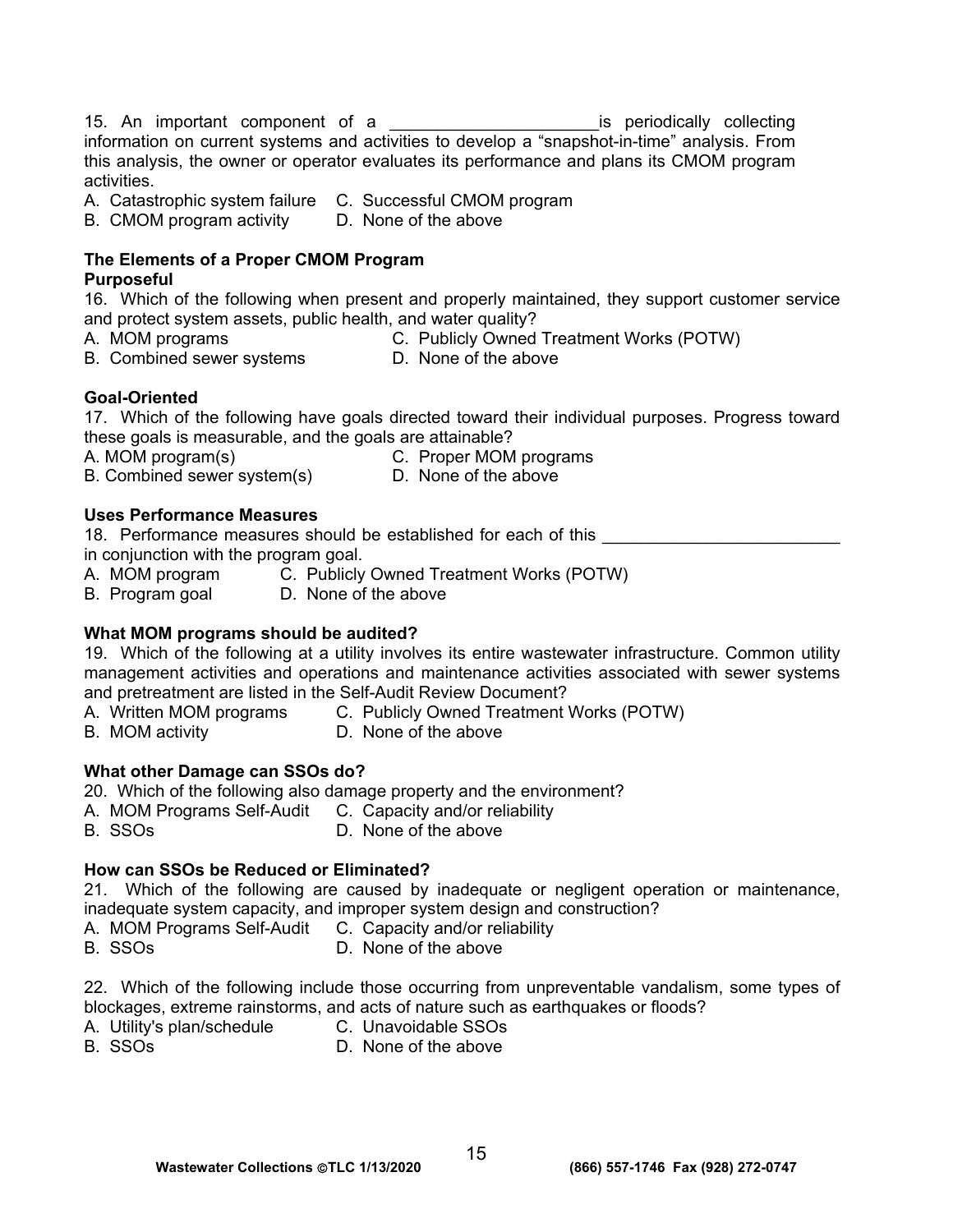15. An important component of a ______________________ is periodically collecting information on current systems and activities to develop a "snapshot-in-time" analysis. From this analysis, the owner or operator evaluates its performance and plans its CMOM program activities.

A. Catastrophic system failure
B. CMOM program activity
C. Successful CMOM program
D. None of the above

**The Elements of a Proper CMOM Program**

**Purposeful**

16. Which of the following when present and properly maintained, they support customer service and protect system assets, public health, and water quality?

A. MOM programs
B. Combined sewer systems
C. Publicly Owned Treatment Works (POTW)
D. None of the above

**Goal-Oriented**

17. Which of the following have goals directed toward their individual purposes. Progress toward these goals is measurable, and the goals are attainable?

A. MOM program(s)
B. Combined sewer system(s)
C. Proper MOM programs
D. None of the above

**Uses Performance Measures**

18. Performance measures should be established for each of this _________________________ in conjunction with the program goal.

A. MOM program
B. Program goal
C. Publicly Owned Treatment Works (POTW)
D. None of the above

**What MOM programs should be audited?**

19. Which of the following at a utility involves its entire wastewater infrastructure. Common utility management activities and operations and maintenance activities associated with sewer systems and pretreatment are listed in the Self-Audit Review Document?

A. Written MOM programs
B. MOM activity
C. Publicly Owned Treatment Works (POTW)
D. None of the above

**What other Damage can SSOs do?**

20. Which of the following also damage property and the environment?

A. MOM Programs Self-Audit
B. SSOs
C. Capacity and/or reliability
D. None of the above

**How can SSOs be Reduced or Eliminated?**

21. Which of the following are caused by inadequate or negligent operation or maintenance, inadequate system capacity, and improper system design and construction?

A. MOM Programs Self-Audit
B. SSOs
C. Capacity and/or reliability
D. None of the above

22. Which of the following include those occurring from unpreventable vandalism, some types of blockages, extreme rainstorms, and acts of nature such as earthquakes or floods?

A. Utility's plan/schedule
B. SSOs
C. Unavoidable SSOs
D. None of the above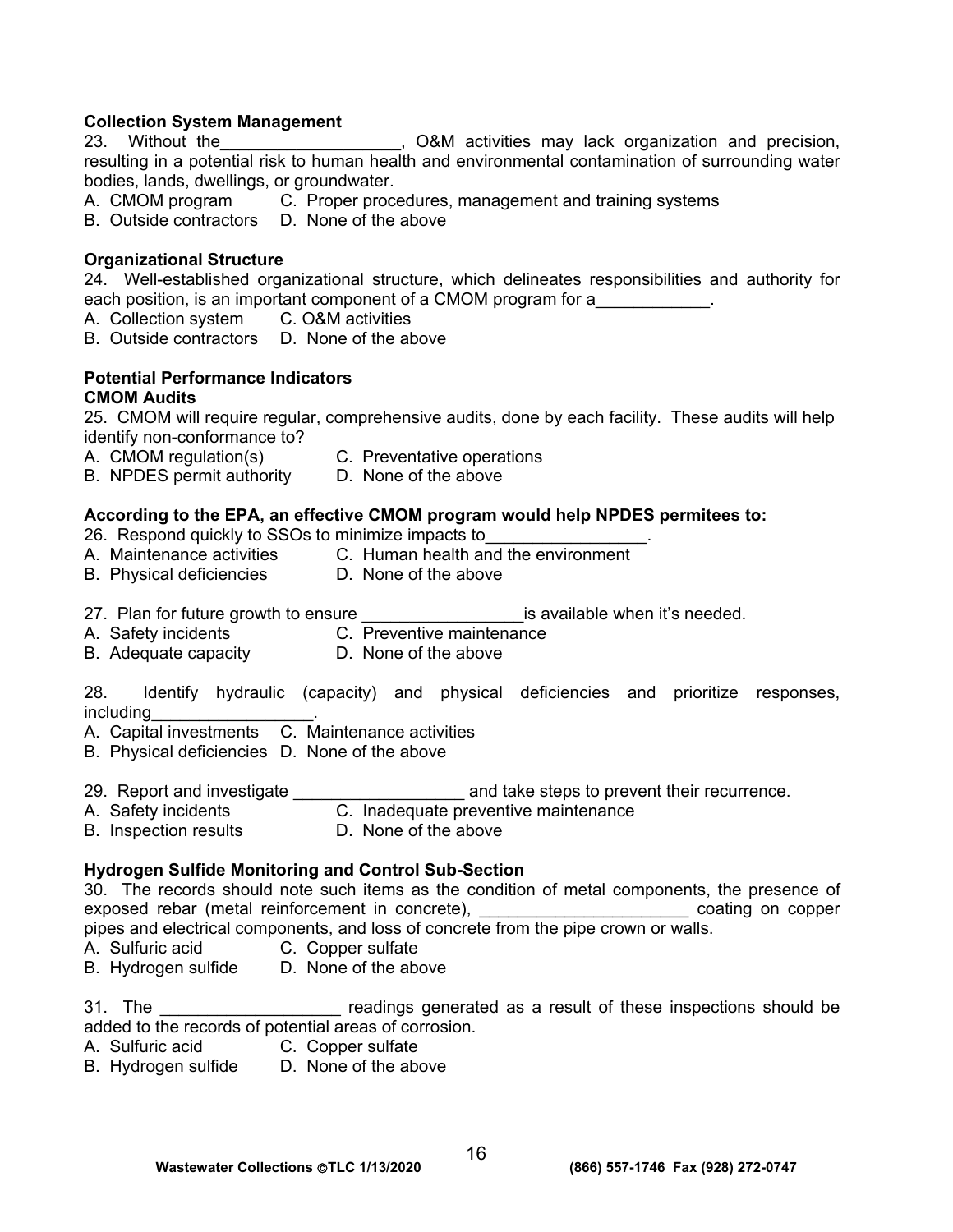**Collection System Management**

23. Without the__________________, O&M activities may lack organization and precision, resulting in a potential risk to human health and environmental contamination of surrounding water bodies, lands, dwellings, or groundwater.

A. CMOM program  C. Proper procedures, management and training systems
B. Outside contractors  D. None of the above

**Organizational Structure**

24. Well-established organizational structure, which delineates responsibilities and authority for each position, is an important component of a CMOM program for a____________.

A. Collection system  C. O&M activities
B. Outside contractors  D. None of the above

**Potential Performance Indicators**

**CMOM Audits**

25. CMOM will require regular, comprehensive audits, done by each facility. These audits will help identify non-conformance to?

A. CMOM regulation(s)  C. Preventative operations
B. NPDES permit authority  D. None of the above

**According to the EPA, an effective CMOM program would help NPDES permitees to:**

26. Respond quickly to SSOs to minimize impacts to________________.

A. Maintenance activities  C. Human health and the environment
B. Physical deficiencies  D. None of the above

27. Plan for future growth to ensure ________________is available when it's needed.

A. Safety incidents  C. Preventive maintenance
B. Adequate capacity  D. None of the above

28. Identify hydraulic (capacity) and physical deficiencies and prioritize responses, including_________________.

A. Capital investments  C. Maintenance activities
B. Physical deficiencies  D. None of the above

29. Report and investigate __________________ and take steps to prevent their recurrence.

A. Safety incidents  C. Inadequate preventive maintenance
B. Inspection results  D. None of the above

**Hydrogen Sulfide Monitoring and Control Sub-Section**

30. The records should note such items as the condition of metal components, the presence of exposed rebar (metal reinforcement in concrete), ______________________ coating on copper pipes and electrical components, and loss of concrete from the pipe crown or walls.

A. Sulfuric acid  C. Copper sulfate
B. Hydrogen sulfide  D. None of the above

31. The __________________ readings generated as a result of these inspections should be added to the records of potential areas of corrosion.

A. Sulfuric acid  C. Copper sulfate
B. Hydrogen sulfide  D. None of the above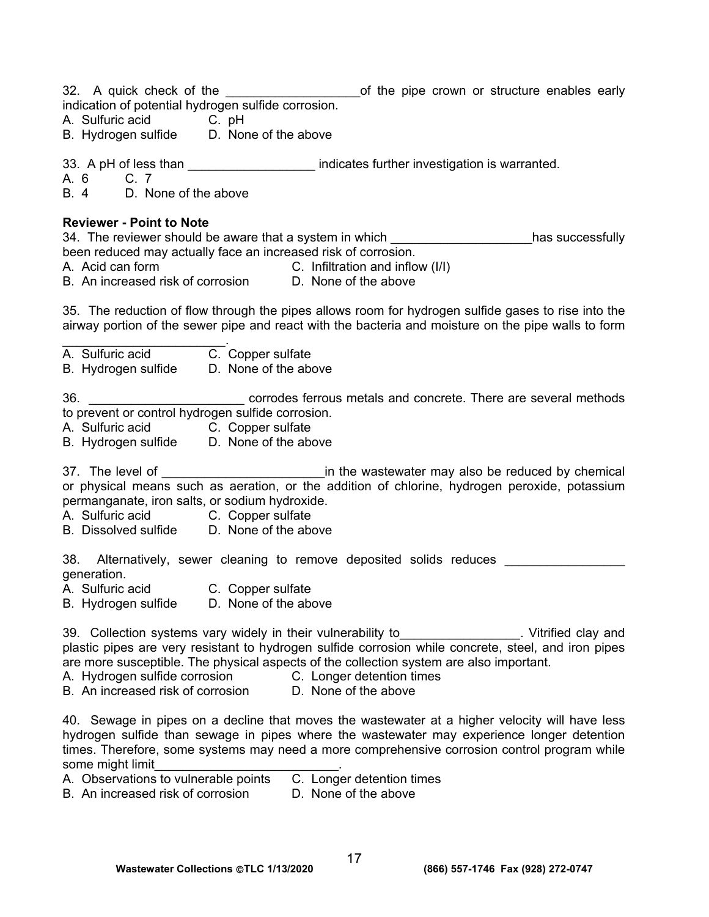32. A quick check of the ___________________of the pipe crown or structure enables early indication of potential hydrogen sulfide corrosion.

A. Sulfuric acid  C. pH
B. Hydrogen sulfide  D. None of the above

33. A pH of less than __________________ indicates further investigation is warranted.

A. 6  C. 7
B. 4  D. None of the above

**Reviewer - Point to Note**

34. The reviewer should be aware that a system in which ____________________has successfully been reduced may actually face an increased risk of corrosion.

A. Acid can form  C. Infiltration and inflow (I/I)
B. An increased risk of corrosion  D. None of the above

35. The reduction of flow through the pipes allows room for hydrogen sulfide gases to rise into the airway portion of the sewer pipe and react with the bacteria and moisture on the pipe walls to form _______________________.

A. Sulfuric acid  C. Copper sulfate
B. Hydrogen sulfide  D. None of the above

36. ______________________ corrodes ferrous metals and concrete. There are several methods to prevent or control hydrogen sulfide corrosion.

A. Sulfuric acid  C. Copper sulfate
B. Hydrogen sulfide  D. None of the above

37. The level of _______________________in the wastewater may also be reduced by chemical or physical means such as aeration, or the addition of chlorine, hydrogen peroxide, potassium permanganate, iron salts, or sodium hydroxide.

A. Sulfuric acid  C. Copper sulfate
B. Dissolved sulfide  D. None of the above

38. Alternatively, sewer cleaning to remove deposited solids reduces _________________ generation.

A. Sulfuric acid  C. Copper sulfate
B. Hydrogen sulfide  D. None of the above

39. Collection systems vary widely in their vulnerability to_________________. Vitrified clay and plastic pipes are very resistant to hydrogen sulfide corrosion while concrete, steel, and iron pipes are more susceptible. The physical aspects of the collection system are also important.

A. Hydrogen sulfide corrosion  C. Longer detention times
B. An increased risk of corrosion  D. None of the above

40. Sewage in pipes on a decline that moves the wastewater at a higher velocity will have less hydrogen sulfide than sewage in pipes where the wastewater may experience longer detention times. Therefore, some systems may need a more comprehensive corrosion control program while some might limit__________________________.

A. Observations to vulnerable points  C. Longer detention times
B. An increased risk of corrosion  D. None of the above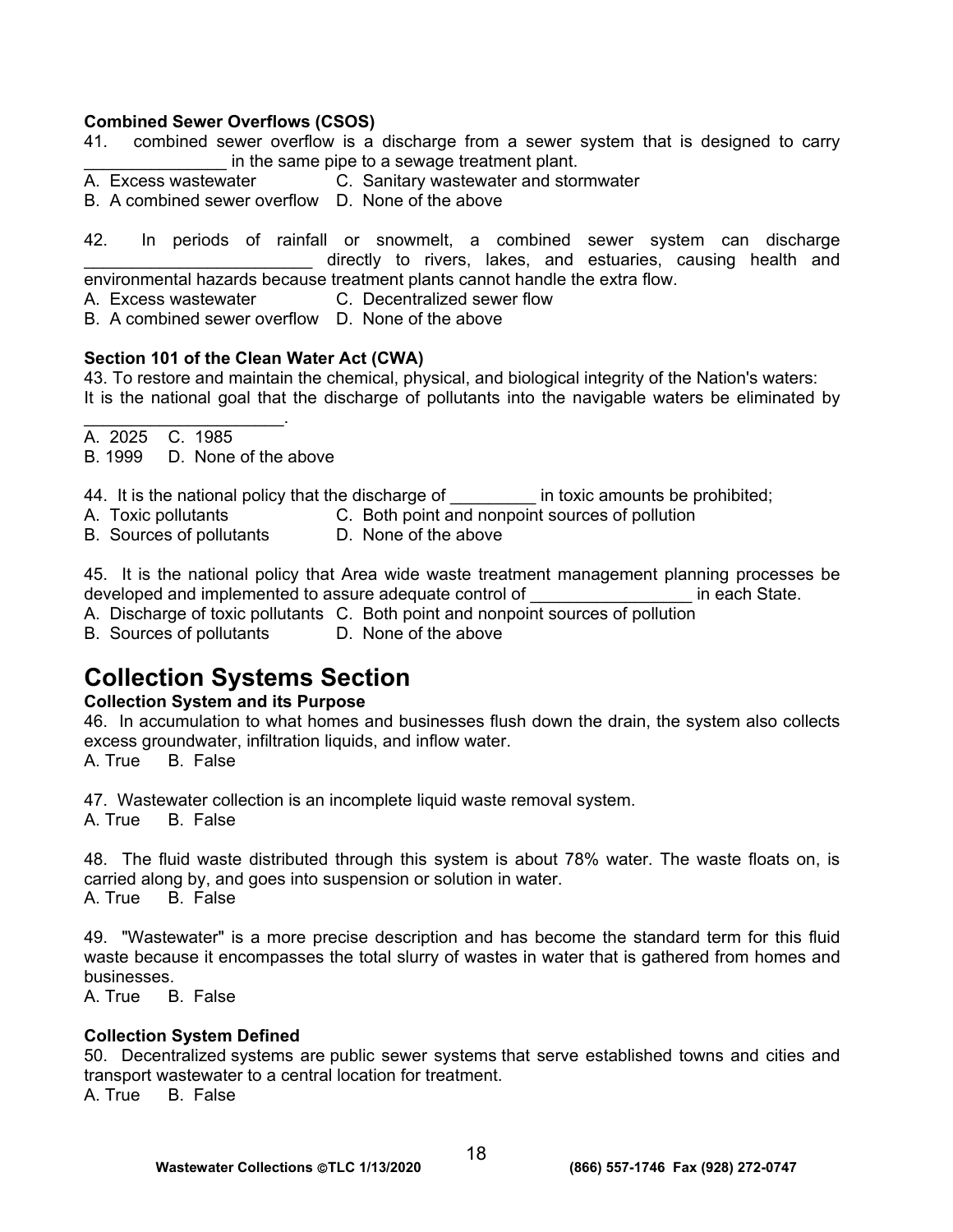**Combined Sewer Overflows (CSOS)**

41. combined sewer overflow is a discharge from a sewer system that is designed to carry _______________ in the same pipe to a sewage treatment plant.

A. Excess wastewater C. Sanitary wastewater and stormwater
B. A combined sewer overflow D. None of the above

42. In periods of rainfall or snowmelt, a combined sewer system can discharge ________________________ directly to rivers, lakes, and estuaries, causing health and environmental hazards because treatment plants cannot handle the extra flow.

A. Excess wastewater C. Decentralized sewer flow
B. A combined sewer overflow D. None of the above

**Section 101 of the Clean Water Act (CWA)**

43. To restore and maintain the chemical, physical, and biological integrity of the Nation's waters: It is the national goal that the discharge of pollutants into the navigable waters be eliminated by ____________________.

A. 2025 C. 1985
B. 1999 D. None of the above

44. It is the national policy that the discharge of _________ in toxic amounts be prohibited;

A. Toxic pollutants C. Both point and nonpoint sources of pollution
B. Sources of pollutants D. None of the above

45. It is the national policy that Area wide waste treatment management planning processes be developed and implemented to assure adequate control of ________________ in each State.

A. Discharge of toxic pollutants C. Both point and nonpoint sources of pollution
B. Sources of pollutants D. None of the above

# Collection Systems Section

**Collection System and its Purpose**

46. In accumulation to what homes and businesses flush down the drain, the system also collects excess groundwater, infiltration liquids, and inflow water.

A. True B. False

47. Wastewater collection is an incomplete liquid waste removal system.

A. True B. False

48. The fluid waste distributed through this system is about 78% water. The waste floats on, is carried along by, and goes into suspension or solution in water.

A. True B. False

49. "Wastewater" is a more precise description and has become the standard term for this fluid waste because it encompasses the total slurry of wastes in water that is gathered from homes and businesses.

A. True B. False

**Collection System Defined**

50. Decentralized systems are public sewer systems that serve established towns and cities and transport wastewater to a central location for treatment.

A. True B. False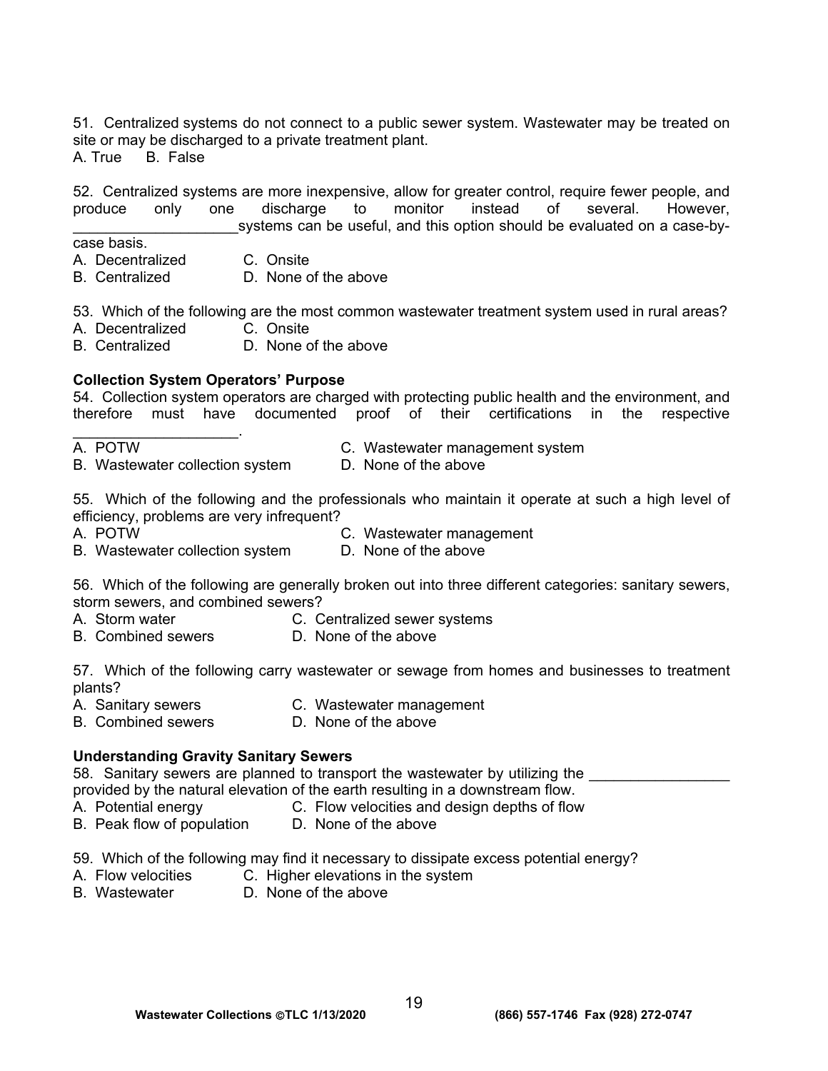51. Centralized systems do not connect to a public sewer system. Wastewater may be treated on site or may be discharged to a private treatment plant.
A. True B. False

52. Centralized systems are more inexpensive, allow for greater control, require fewer people, and produce only one discharge to monitor instead of several. However, ____________________systems can be useful, and this option should be evaluated on a case-by-case basis.
A. Decentralized C. Onsite
B. Centralized D. None of the above

53. Which of the following are the most common wastewater treatment system used in rural areas?
A. Decentralized C. Onsite
B. Centralized D. None of the above

**Collection System Operators' Purpose**

54. Collection system operators are charged with protecting public health and the environment, and therefore must have documented proof of their certifications in the respective ____________________.
A. POTW C. Wastewater management system
B. Wastewater collection system D. None of the above

55. Which of the following and the professionals who maintain it operate at such a high level of efficiency, problems are very infrequent?
A. POTW C. Wastewater management
B. Wastewater collection system D. None of the above

56. Which of the following are generally broken out into three different categories: sanitary sewers, storm sewers, and combined sewers?
A. Storm water C. Centralized sewer systems
B. Combined sewers D. None of the above

57. Which of the following carry wastewater or sewage from homes and businesses to treatment plants?
A. Sanitary sewers C. Wastewater management
B. Combined sewers D. None of the above

**Understanding Gravity Sanitary Sewers**

58. Sanitary sewers are planned to transport the wastewater by utilizing the _________________ provided by the natural elevation of the earth resulting in a downstream flow.
A. Potential energy C. Flow velocities and design depths of flow
B. Peak flow of population D. None of the above

59. Which of the following may find it necessary to dissipate excess potential energy?
A. Flow velocities C. Higher elevations in the system
B. Wastewater D. None of the above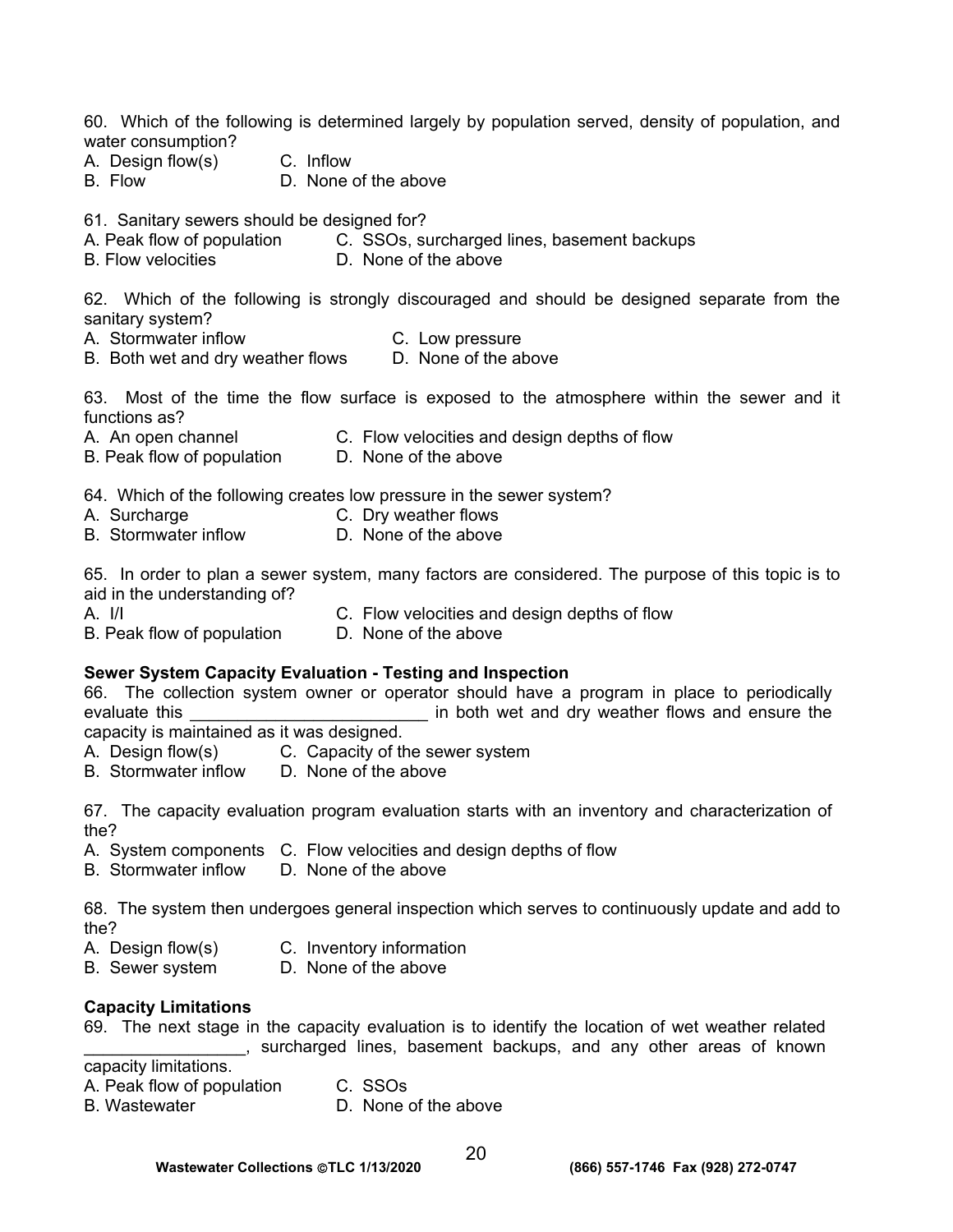60. Which of the following is determined largely by population served, density of population, and water consumption?

A. Design flow(s)    C. Inflow
B. Flow    D. None of the above

61. Sanitary sewers should be designed for?

A. Peak flow of population    C. SSOs, surcharged lines, basement backups
B. Flow velocities    D. None of the above

62. Which of the following is strongly discouraged and should be designed separate from the sanitary system?

A. Stormwater inflow    C. Low pressure
B. Both wet and dry weather flows    D. None of the above

63. Most of the time the flow surface is exposed to the atmosphere within the sewer and it functions as?

A. An open channel    C. Flow velocities and design depths of flow
B. Peak flow of population    D. None of the above

64. Which of the following creates low pressure in the sewer system?

A. Surcharge    C. Dry weather flows
B. Stormwater inflow    D. None of the above

65. In order to plan a sewer system, many factors are considered. The purpose of this topic is to aid in the understanding of?

A. I/I    C. Flow velocities and design depths of flow
B. Peak flow of population    D. None of the above

**Sewer System Capacity Evaluation - Testing and Inspection**

66. The collection system owner or operator should have a program in place to periodically evaluate this ________________________ in both wet and dry weather flows and ensure the capacity is maintained as it was designed.

A. Design flow(s)    C. Capacity of the sewer system
B. Stormwater inflow    D. None of the above

67. The capacity evaluation program evaluation starts with an inventory and characterization of the?

A. System components    C. Flow velocities and design depths of flow
B. Stormwater inflow    D. None of the above

68. The system then undergoes general inspection which serves to continuously update and add to the?

A. Design flow(s)    C. Inventory information
B. Sewer system    D. None of the above

**Capacity Limitations**

69. The next stage in the capacity evaluation is to identify the location of wet weather related ________________, surcharged lines, basement backups, and any other areas of known capacity limitations.

A. Peak flow of population    C. SSOs
B. Wastewater    D. None of the above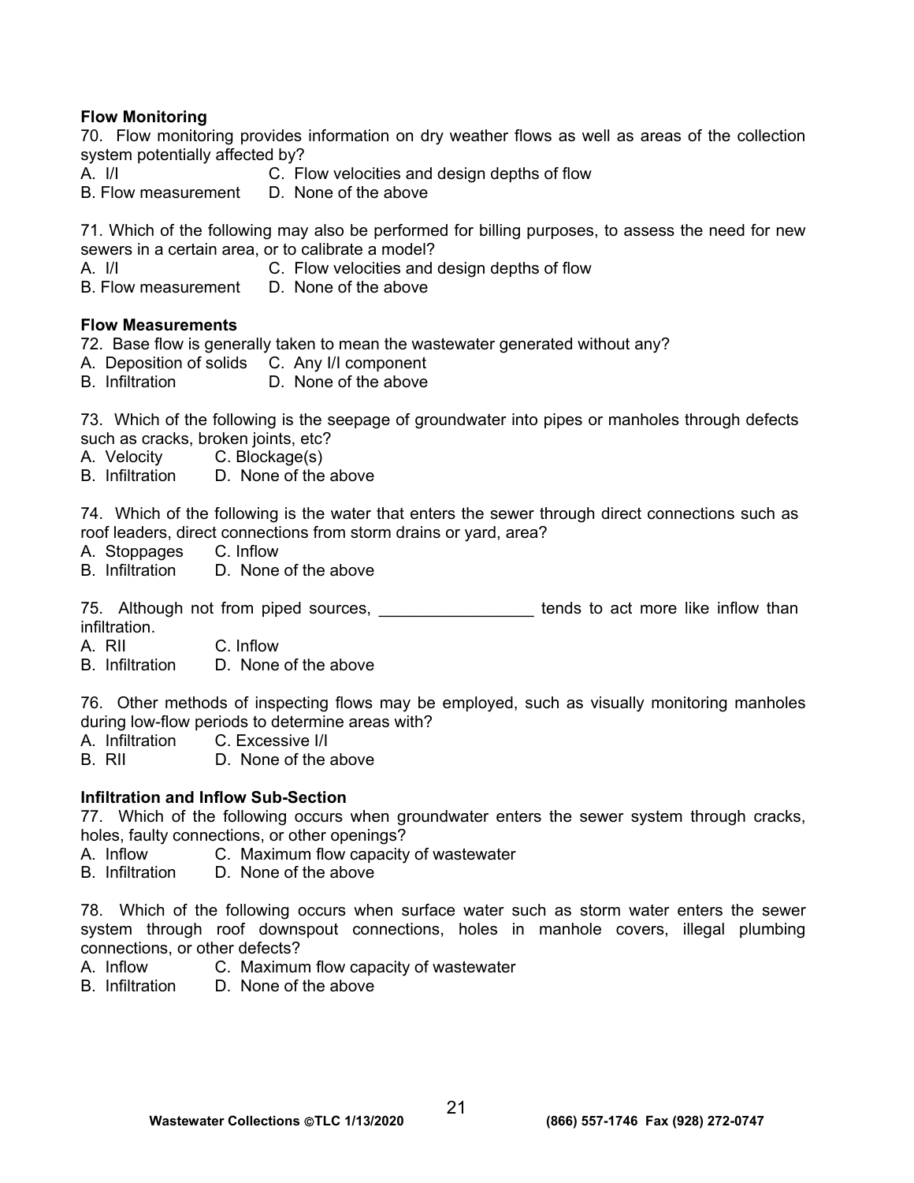**Flow Monitoring**

70. Flow monitoring provides information on dry weather flows as well as areas of the collection system potentially affected by?
A. I/I  C. Flow velocities and design depths of flow
B. Flow measurement  D. None of the above

71. Which of the following may also be performed for billing purposes, to assess the need for new sewers in a certain area, or to calibrate a model?
A. I/I  C. Flow velocities and design depths of flow
B. Flow measurement  D. None of the above

**Flow Measurements**

72. Base flow is generally taken to mean the wastewater generated without any?
A. Deposition of solids  C. Any I/I component
B. Infiltration  D. None of the above

73. Which of the following is the seepage of groundwater into pipes or manholes through defects such as cracks, broken joints, etc?
A. Velocity  C. Blockage(s)
B. Infiltration  D. None of the above

74. Which of the following is the water that enters the sewer through direct connections such as roof leaders, direct connections from storm drains or yard, area?
A. Stoppages  C. Inflow
B. Infiltration  D. None of the above

75. Although not from piped sources, _________________ tends to act more like inflow than infiltration.
A. RII  C. Inflow
B. Infiltration  D. None of the above

76. Other methods of inspecting flows may be employed, such as visually monitoring manholes during low-flow periods to determine areas with?
A. Infiltration  C. Excessive I/I
B. RII  D. None of the above

**Infiltration and Inflow Sub-Section**

77. Which of the following occurs when groundwater enters the sewer system through cracks, holes, faulty connections, or other openings?
A. Inflow  C. Maximum flow capacity of wastewater
B. Infiltration  D. None of the above

78. Which of the following occurs when surface water such as storm water enters the sewer system through roof downspout connections, holes in manhole covers, illegal plumbing connections, or other defects?
A. Inflow  C. Maximum flow capacity of wastewater
B. Infiltration  D. None of the above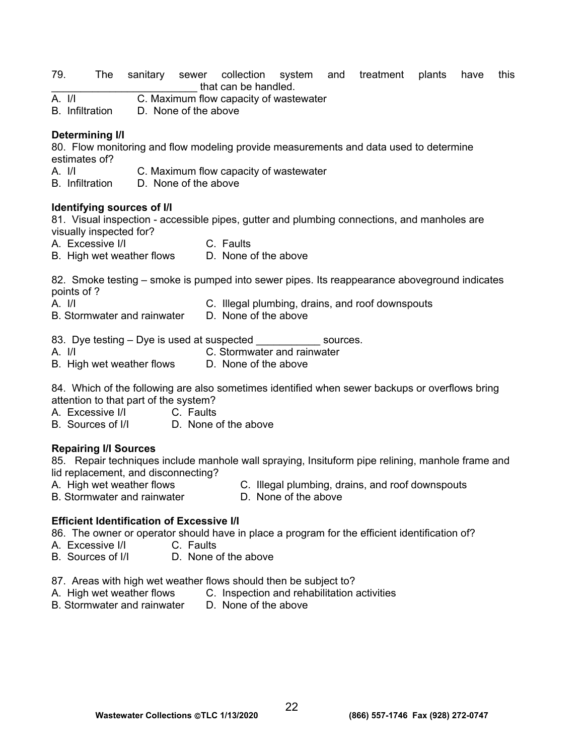79. The sanitary sewer collection system and treatment plants have this _________________________ that can be handled.
A. I/I C. Maximum flow capacity of wastewater
B. Infiltration D. None of the above

**Determining I/I**

80. Flow monitoring and flow modeling provide measurements and data used to determine estimates of?
A. I/I C. Maximum flow capacity of wastewater
B. Infiltration D. None of the above

**Identifying sources of I/I**

81. Visual inspection - accessible pipes, gutter and plumbing connections, and manholes are visually inspected for?
A. Excessive I/I C. Faults
B. High wet weather flows D. None of the above

82. Smoke testing – smoke is pumped into sewer pipes. Its reappearance aboveground indicates points of ?
A. I/I C. Illegal plumbing, drains, and roof downspouts
B. Stormwater and rainwater D. None of the above

83. Dye testing – Dye is used at suspected ___________ sources.
A. I/I C. Stormwater and rainwater
B. High wet weather flows D. None of the above

84. Which of the following are also sometimes identified when sewer backups or overflows bring attention to that part of the system?
A. Excessive I/I C. Faults
B. Sources of I/I D. None of the above

**Repairing I/I Sources**

85. Repair techniques include manhole wall spraying, Insituform pipe relining, manhole frame and lid replacement, and disconnecting?
A. High wet weather flows C. Illegal plumbing, drains, and roof downspouts
B. Stormwater and rainwater D. None of the above

**Efficient Identification of Excessive I/I**

86. The owner or operator should have in place a program for the efficient identification of?
A. Excessive I/I C. Faults
B. Sources of I/I D. None of the above

87. Areas with high wet weather flows should then be subject to?
A. High wet weather flows C. Inspection and rehabilitation activities
B. Stormwater and rainwater D. None of the above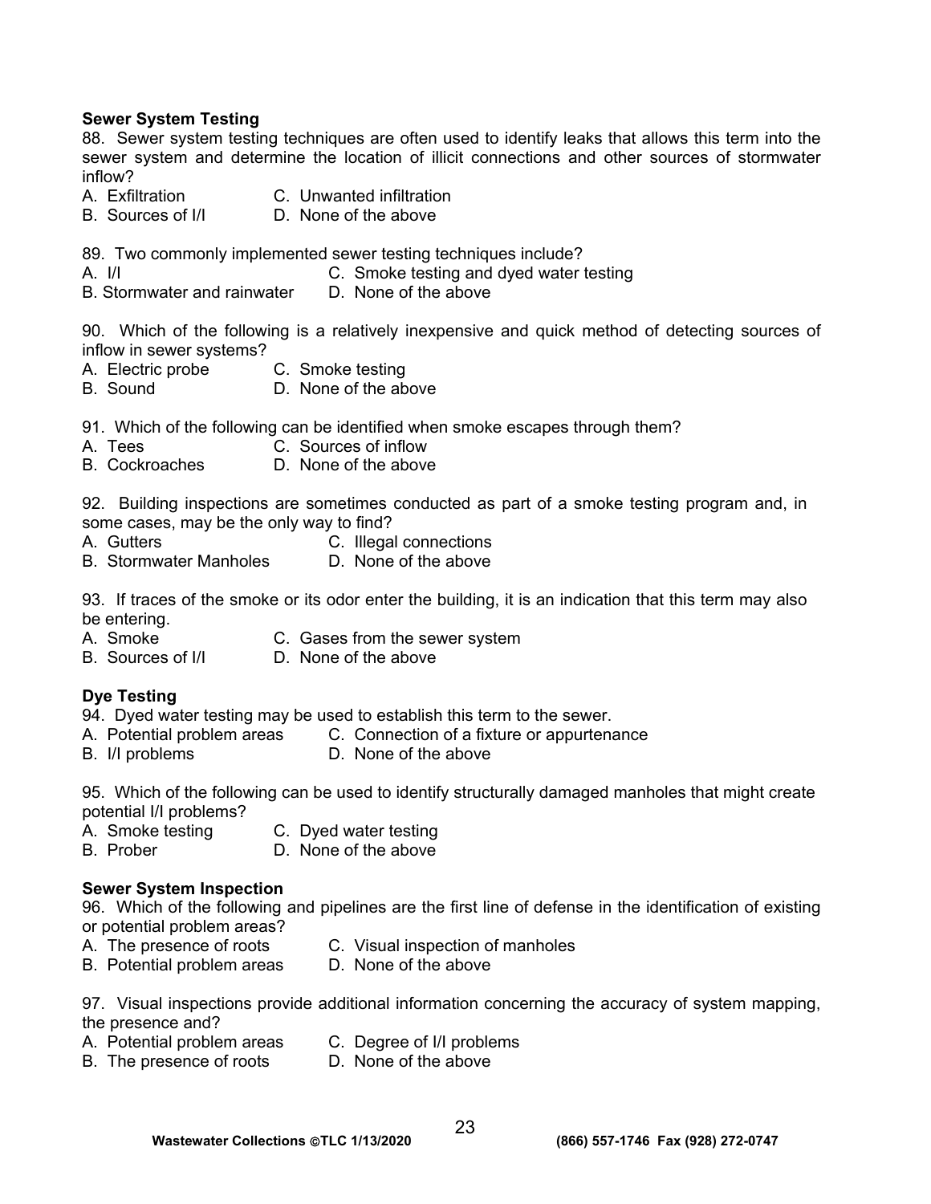**Sewer System Testing**

88. Sewer system testing techniques are often used to identify leaks that allows this term into the sewer system and determine the location of illicit connections and other sources of stormwater inflow?

A. Exfiltration
B. Sources of I/I
C. Unwanted infiltration
D. None of the above

89. Two commonly implemented sewer testing techniques include?

A. I/I
B. Stormwater and rainwater
C. Smoke testing and dyed water testing
D. None of the above

90. Which of the following is a relatively inexpensive and quick method of detecting sources of inflow in sewer systems?

A. Electric probe
B. Sound
C. Smoke testing
D. None of the above

91. Which of the following can be identified when smoke escapes through them?

A. Tees
B. Cockroaches
C. Sources of inflow
D. None of the above

92. Building inspections are sometimes conducted as part of a smoke testing program and, in some cases, may be the only way to find?

A. Gutters
B. Stormwater Manholes
C. Illegal connections
D. None of the above

93. If traces of the smoke or its odor enter the building, it is an indication that this term may also be entering.

A. Smoke
B. Sources of I/I
C. Gases from the sewer system
D. None of the above

**Dye Testing**

94. Dyed water testing may be used to establish this term to the sewer.

A. Potential problem areas
B. I/I problems
C. Connection of a fixture or appurtenance
D. None of the above

95. Which of the following can be used to identify structurally damaged manholes that might create potential I/I problems?

A. Smoke testing
B. Prober
C. Dyed water testing
D. None of the above

**Sewer System Inspection**

96. Which of the following and pipelines are the first line of defense in the identification of existing or potential problem areas?

A. The presence of roots
B. Potential problem areas
C. Visual inspection of manholes
D. None of the above

97. Visual inspections provide additional information concerning the accuracy of system mapping, the presence and?

A. Potential problem areas
B. The presence of roots
C. Degree of I/I problems
D. None of the above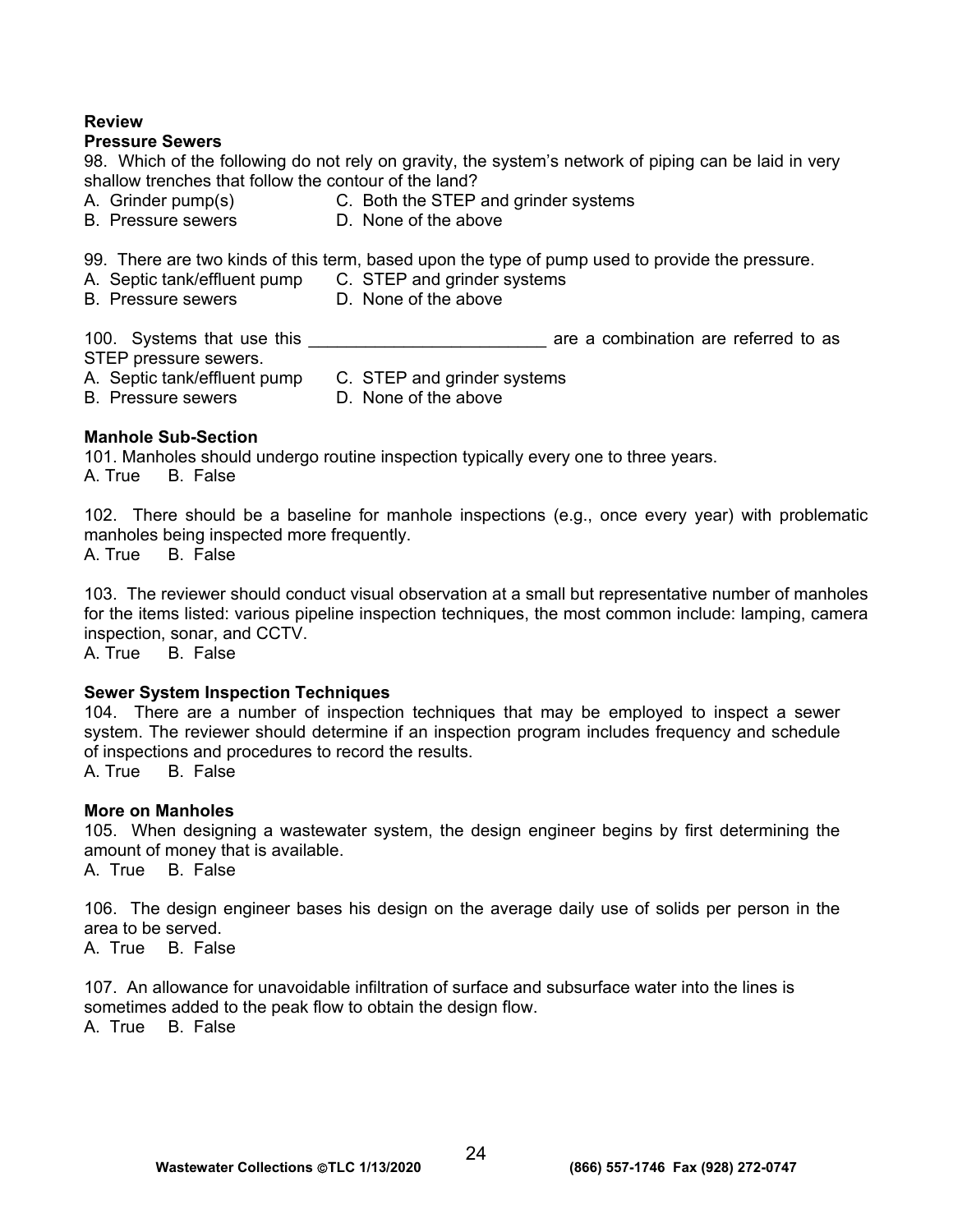**Review**

**Pressure Sewers**

98. Which of the following do not rely on gravity, the system's network of piping can be laid in very shallow trenches that follow the contour of the land?
A. Grinder pump(s)  C. Both the STEP and grinder systems
B. Pressure sewers  D. None of the above

99. There are two kinds of this term, based upon the type of pump used to provide the pressure.
A. Septic tank/effluent pump  C. STEP and grinder systems
B. Pressure sewers  D. None of the above

100. Systems that use this _________________________ are a combination are referred to as STEP pressure sewers.
A. Septic tank/effluent pump  C. STEP and grinder systems
B. Pressure sewers  D. None of the above

**Manhole Sub-Section**

101. Manholes should undergo routine inspection typically every one to three years.
A. True  B. False

102. There should be a baseline for manhole inspections (e.g., once every year) with problematic manholes being inspected more frequently.
A. True  B. False

103. The reviewer should conduct visual observation at a small but representative number of manholes for the items listed: various pipeline inspection techniques, the most common include: lamping, camera inspection, sonar, and CCTV.
A. True  B. False

**Sewer System Inspection Techniques**

104. There are a number of inspection techniques that may be employed to inspect a sewer system. The reviewer should determine if an inspection program includes frequency and schedule of inspections and procedures to record the results.
A. True  B. False

**More on Manholes**

105. When designing a wastewater system, the design engineer begins by first determining the amount of money that is available.
A. True  B. False

106. The design engineer bases his design on the average daily use of solids per person in the area to be served.
A. True  B. False

107. An allowance for unavoidable infiltration of surface and subsurface water into the lines is sometimes added to the peak flow to obtain the design flow.
A. True  B. False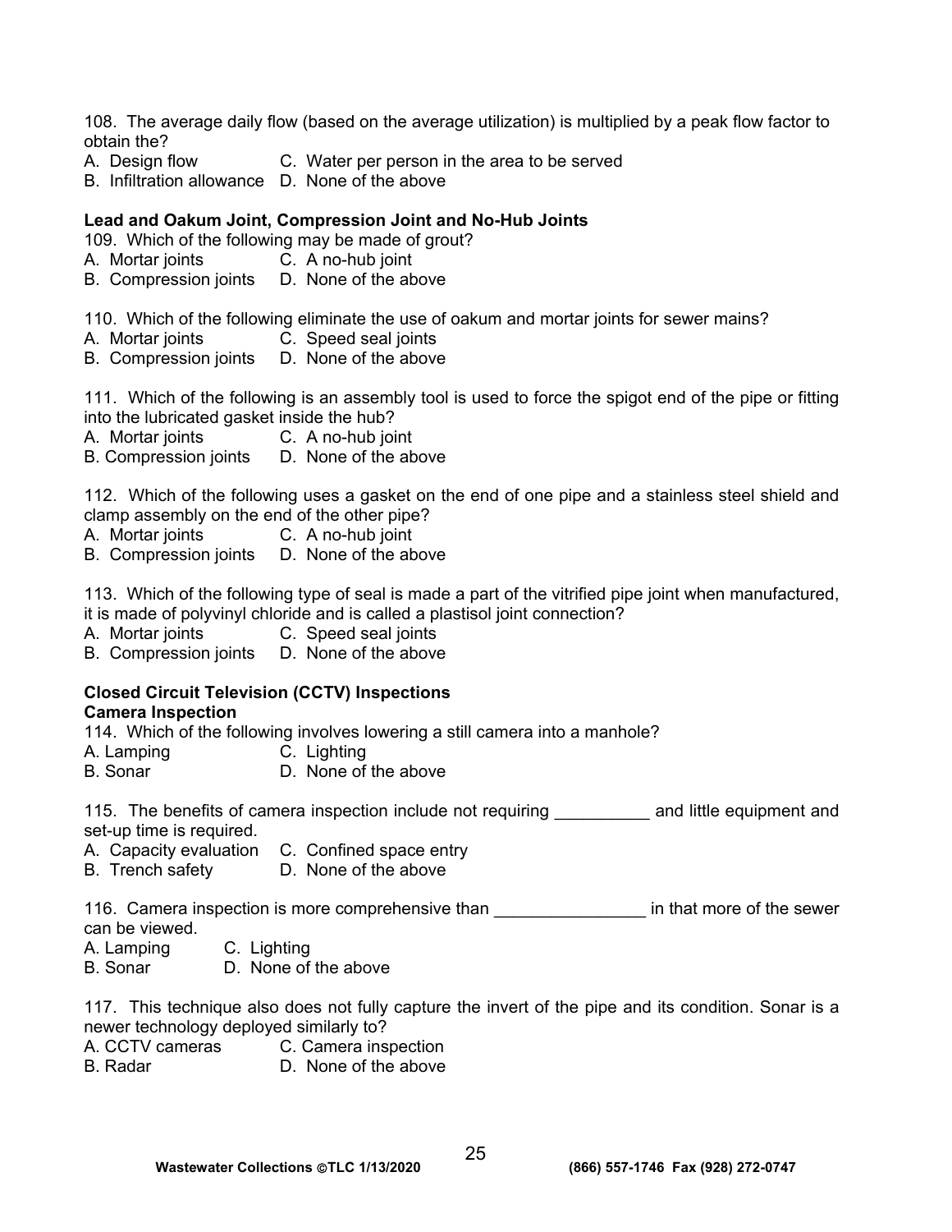108. The average daily flow (based on the average utilization) is multiplied by a peak flow factor to obtain the?

A. Design flow
B. Infiltration allowance
C. Water per person in the area to be served
D. None of the above

**Lead and Oakum Joint, Compression Joint and No-Hub Joints**

109. Which of the following may be made of grout?

A. Mortar joints
B. Compression joints
C. A no-hub joint
D. None of the above

110. Which of the following eliminate the use of oakum and mortar joints for sewer mains?

A. Mortar joints
B. Compression joints
C. Speed seal joints
D. None of the above

111. Which of the following is an assembly tool is used to force the spigot end of the pipe or fitting into the lubricated gasket inside the hub?

A. Mortar joints
B. Compression joints
C. A no-hub joint
D. None of the above

112. Which of the following uses a gasket on the end of one pipe and a stainless steel shield and clamp assembly on the end of the other pipe?

A. Mortar joints
B. Compression joints
C. A no-hub joint
D. None of the above

113. Which of the following type of seal is made a part of the vitrified pipe joint when manufactured, it is made of polyvinyl chloride and is called a plastisol joint connection?

A. Mortar joints
B. Compression joints
C. Speed seal joints
D. None of the above

**Closed Circuit Television (CCTV) Inspections**

**Camera Inspection**

114. Which of the following involves lowering a still camera into a manhole?

A. Lamping
B. Sonar
C. Lighting
D. None of the above

115. The benefits of camera inspection include not requiring __________ and little equipment and set-up time is required.

A. Capacity evaluation
B. Trench safety
C. Confined space entry
D. None of the above

116. Camera inspection is more comprehensive than ________________ in that more of the sewer can be viewed.

A. Lamping
B. Sonar
C. Lighting
D. None of the above

117. This technique also does not fully capture the invert of the pipe and its condition. Sonar is a newer technology deployed similarly to?

A. CCTV cameras
B. Radar
C. Camera inspection
D. None of the above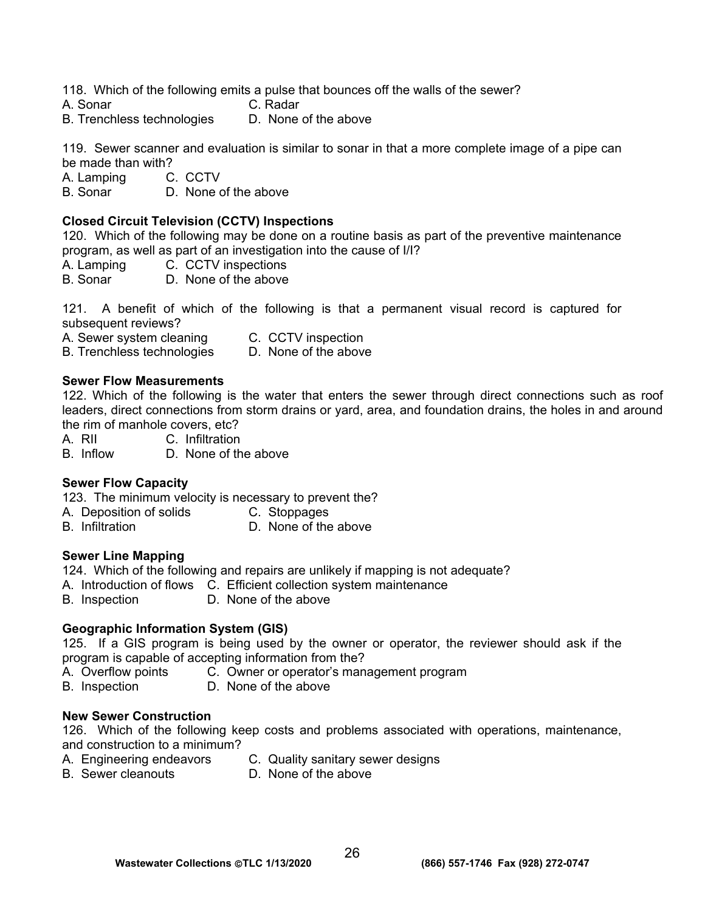118. Which of the following emits a pulse that bounces off the walls of the sewer?

A. Sonar  
B. Trenchless technologies  
C. Radar  
D. None of the above

119. Sewer scanner and evaluation is similar to sonar in that a more complete image of a pipe can be made than with?

A. Lamping  
B. Sonar  
C. CCTV  
D. None of the above

**Closed Circuit Television (CCTV) Inspections**

120. Which of the following may be done on a routine basis as part of the preventive maintenance program, as well as part of an investigation into the cause of I/I?

A. Lamping  
B. Sonar  
C. CCTV inspections  
D. None of the above

121. A benefit of which of the following is that a permanent visual record is captured for subsequent reviews?

A. Sewer system cleaning  
B. Trenchless technologies  
C. CCTV inspection  
D. None of the above

**Sewer Flow Measurements**

122. Which of the following is the water that enters the sewer through direct connections such as roof leaders, direct connections from storm drains or yard, area, and foundation drains, the holes in and around the rim of manhole covers, etc?

A. RII  
B. Inflow  
C. Infiltration  
D. None of the above

**Sewer Flow Capacity**

123. The minimum velocity is necessary to prevent the?

A. Deposition of solids  
B. Infiltration  
C. Stoppages  
D. None of the above

**Sewer Line Mapping**

124. Which of the following and repairs are unlikely if mapping is not adequate?

A. Introduction of flows  
B. Inspection  
C. Efficient collection system maintenance  
D. None of the above

**Geographic Information System (GIS)**

125. If a GIS program is being used by the owner or operator, the reviewer should ask if the program is capable of accepting information from the?

A. Overflow points  
B. Inspection  
C. Owner or operator's management program  
D. None of the above

**New Sewer Construction**

126. Which of the following keep costs and problems associated with operations, maintenance, and construction to a minimum?

A. Engineering endeavors  
B. Sewer cleanouts  
C. Quality sanitary sewer designs  
D. None of the above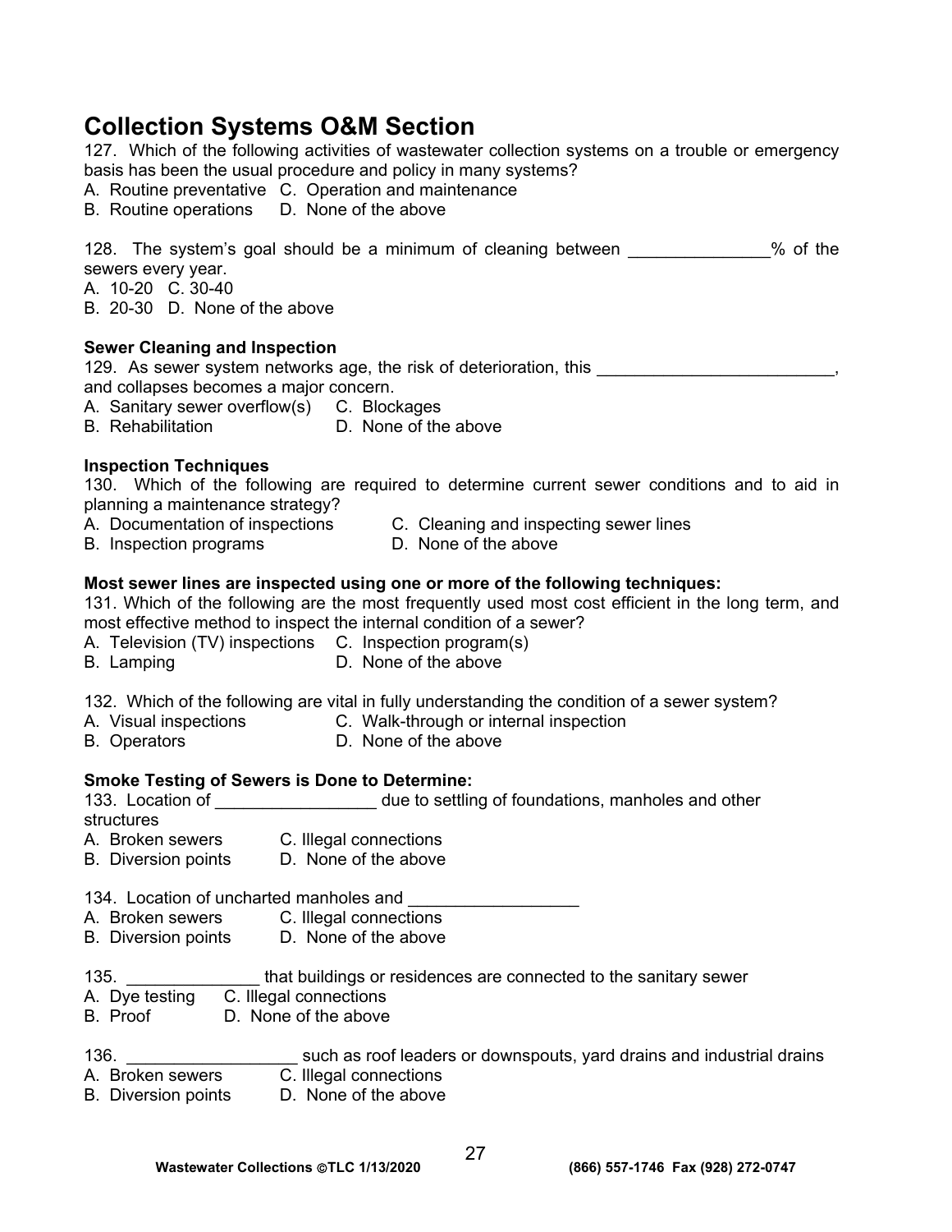## Collection Systems O&M Section

127. Which of the following activities of wastewater collection systems on a trouble or emergency basis has been the usual procedure and policy in many systems?

A. Routine preventative C. Operation and maintenance
B. Routine operations D. None of the above

128. The system's goal should be a minimum of cleaning between ______________% of the sewers every year.

A. 10-20 C. 30-40
B. 20-30 D. None of the above

**Sewer Cleaning and Inspection**

129. As sewer system networks age, the risk of deterioration, this ________________________, and collapses becomes a major concern.

A. Sanitary sewer overflow(s) C. Blockages
B. Rehabilitation D. None of the above

**Inspection Techniques**

130. Which of the following are required to determine current sewer conditions and to aid in planning a maintenance strategy?

A. Documentation of inspections C. Cleaning and inspecting sewer lines
B. Inspection programs D. None of the above

**Most sewer lines are inspected using one or more of the following techniques:**

131. Which of the following are the most frequently used most cost efficient in the long term, and most effective method to inspect the internal condition of a sewer?

A. Television (TV) inspections C. Inspection program(s)
B. Lamping D. None of the above

132. Which of the following are vital in fully understanding the condition of a sewer system?

A. Visual inspections C. Walk-through or internal inspection
B. Operators D. None of the above

**Smoke Testing of Sewers is Done to Determine:**

133. Location of ________________ due to settling of foundations, manholes and other structures

A. Broken sewers C. Illegal connections
B. Diversion points D. None of the above

134. Location of uncharted manholes and _________________

A. Broken sewers C. Illegal connections
B. Diversion points D. None of the above

135. ______________ that buildings or residences are connected to the sanitary sewer

A. Dye testing C. Illegal connections
B. Proof D. None of the above

136. _________________ such as roof leaders or downspouts, yard drains and industrial drains

A. Broken sewers C. Illegal connections
B. Diversion points D. None of the above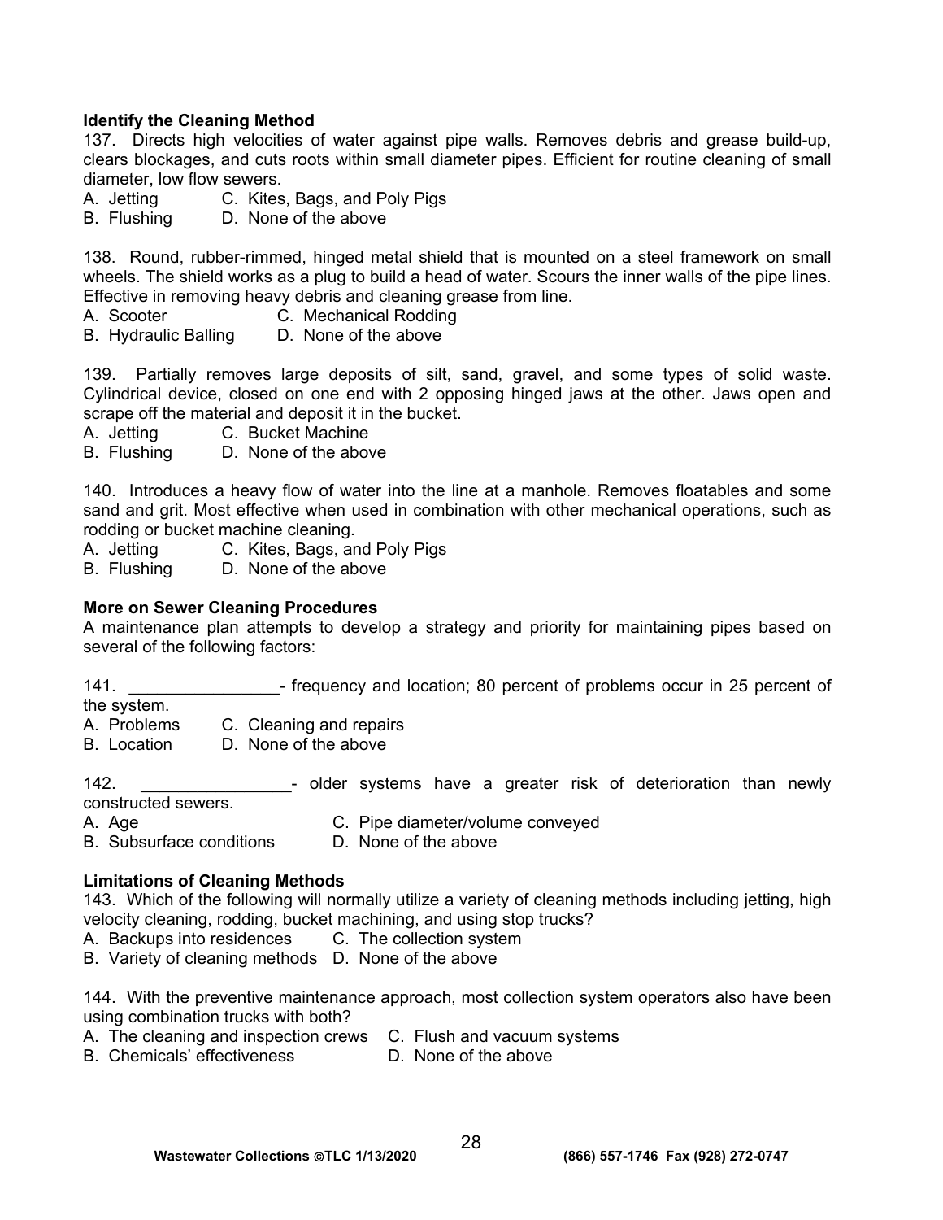**Identify the Cleaning Method**

137. Directs high velocities of water against pipe walls. Removes debris and grease build-up, clears blockages, and cuts roots within small diameter pipes. Efficient for routine cleaning of small diameter, low flow sewers.

A. Jetting C. Kites, Bags, and Poly Pigs
B. Flushing D. None of the above

138. Round, rubber-rimmed, hinged metal shield that is mounted on a steel framework on small wheels. The shield works as a plug to build a head of water. Scours the inner walls of the pipe lines. Effective in removing heavy debris and cleaning grease from line.

A. Scooter C. Mechanical Rodding
B. Hydraulic Balling D. None of the above

139. Partially removes large deposits of silt, sand, gravel, and some types of solid waste. Cylindrical device, closed on one end with 2 opposing hinged jaws at the other. Jaws open and scrape off the material and deposit it in the bucket.

A. Jetting C. Bucket Machine
B. Flushing D. None of the above

140. Introduces a heavy flow of water into the line at a manhole. Removes floatables and some sand and grit. Most effective when used in combination with other mechanical operations, such as rodding or bucket machine cleaning.

A. Jetting C. Kites, Bags, and Poly Pigs
B. Flushing D. None of the above

**More on Sewer Cleaning Procedures**

A maintenance plan attempts to develop a strategy and priority for maintaining pipes based on several of the following factors:

141. ________________- frequency and location; 80 percent of problems occur in 25 percent of the system.

A. Problems C. Cleaning and repairs
B. Location D. None of the above

142. ________________- older systems have a greater risk of deterioration than newly constructed sewers.

A. Age C. Pipe diameter/volume conveyed
B. Subsurface conditions D. None of the above

**Limitations of Cleaning Methods**

143. Which of the following will normally utilize a variety of cleaning methods including jetting, high velocity cleaning, rodding, bucket machining, and using stop trucks?

A. Backups into residences C. The collection system
B. Variety of cleaning methods D. None of the above

144. With the preventive maintenance approach, most collection system operators also have been using combination trucks with both?

A. The cleaning and inspection crews C. Flush and vacuum systems
B. Chemicals' effectiveness D. None of the above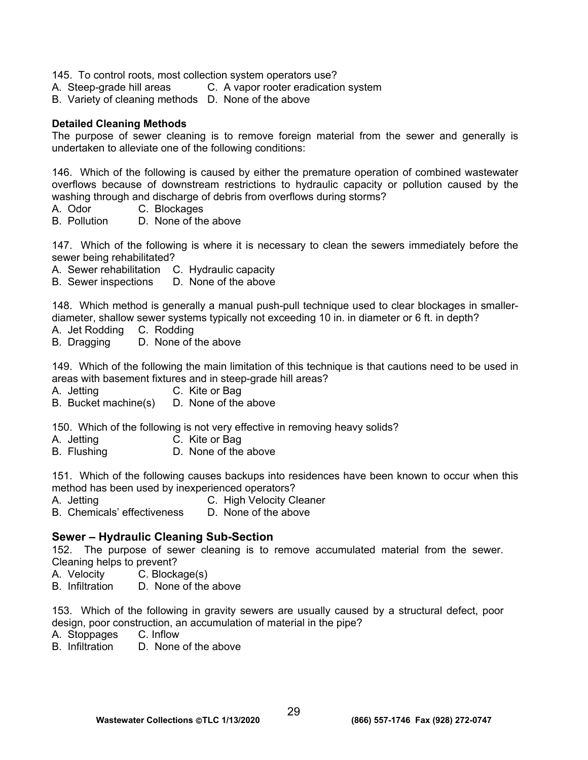145. To control roots, most collection system operators use?
A. Steep-grade hill areas C. A vapor rooter eradication system
B. Variety of cleaning methods D. None of the above

**Detailed Cleaning Methods**
The purpose of sewer cleaning is to remove foreign material from the sewer and generally is undertaken to alleviate one of the following conditions:

146. Which of the following is caused by either the premature operation of combined wastewater overflows because of downstream restrictions to hydraulic capacity or pollution caused by the washing through and discharge of debris from overflows during storms?
A. Odor C. Blockages
B. Pollution D. None of the above

147. Which of the following is where it is necessary to clean the sewers immediately before the sewer being rehabilitated?
A. Sewer rehabilitation C. Hydraulic capacity
B. Sewer inspections D. None of the above

148. Which method is generally a manual push-pull technique used to clear blockages in smaller-diameter, shallow sewer systems typically not exceeding 10 in. in diameter or 6 ft. in depth?
A. Jet Rodding C. Rodding
B. Dragging D. None of the above

149. Which of the following the main limitation of this technique is that cautions need to be used in areas with basement fixtures and in steep-grade hill areas?
A. Jetting C. Kite or Bag
B. Bucket machine(s) D. None of the above

150. Which of the following is not very effective in removing heavy solids?
A. Jetting C. Kite or Bag
B. Flushing D. None of the above

151. Which of the following causes backups into residences have been known to occur when this method has been used by inexperienced operators?
A. Jetting C. High Velocity Cleaner
B. Chemicals' effectiveness D. None of the above

## Sewer – Hydraulic Cleaning Sub-Section

152. The purpose of sewer cleaning is to remove accumulated material from the sewer. Cleaning helps to prevent?
A. Velocity C. Blockage(s)
B. Infiltration D. None of the above

153. Which of the following in gravity sewers are usually caused by a structural defect, poor design, poor construction, an accumulation of material in the pipe?
A. Stoppages C. Inflow
B. Infiltration D. None of the above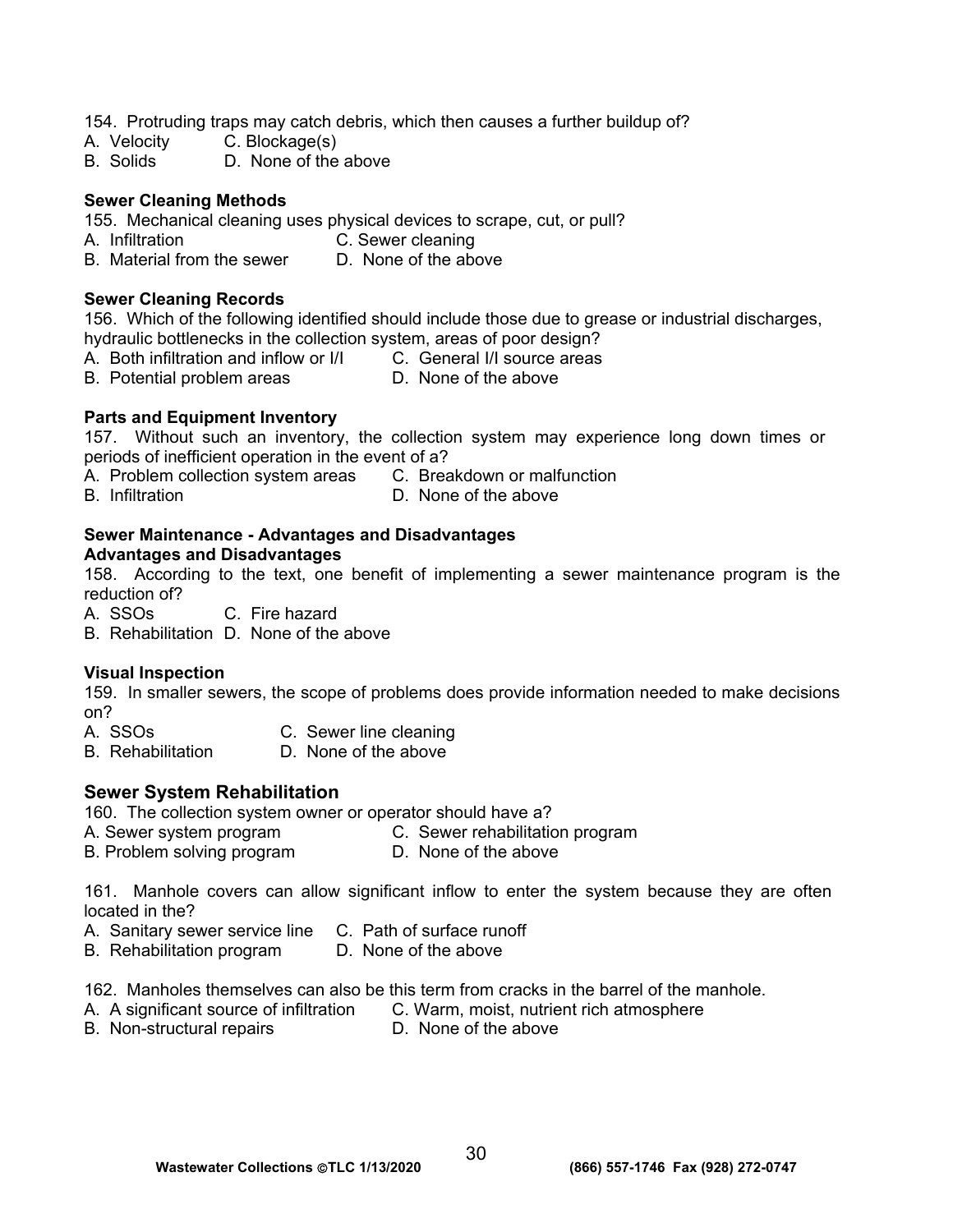154. Protruding traps may catch debris, which then causes a further buildup of?
A. Velocity C. Blockage(s)
B. Solids D. None of the above

**Sewer Cleaning Methods**
155. Mechanical cleaning uses physical devices to scrape, cut, or pull?
A. Infiltration C. Sewer cleaning
B. Material from the sewer D. None of the above

**Sewer Cleaning Records**
156. Which of the following identified should include those due to grease or industrial discharges, hydraulic bottlenecks in the collection system, areas of poor design?
A. Both infiltration and inflow or I/I C. General I/I source areas
B. Potential problem areas D. None of the above

**Parts and Equipment Inventory**
157. Without such an inventory, the collection system may experience long down times or periods of inefficient operation in the event of a?
A. Problem collection system areas C. Breakdown or malfunction
B. Infiltration D. None of the above

**Sewer Maintenance - Advantages and Disadvantages**
**Advantages and Disadvantages**
158. According to the text, one benefit of implementing a sewer maintenance program is the reduction of?
A. SSOs C. Fire hazard
B. Rehabilitation D. None of the above

**Visual Inspection**
159. In smaller sewers, the scope of problems does provide information needed to make decisions on?
A. SSOs C. Sewer line cleaning
B. Rehabilitation D. None of the above

## Sewer System Rehabilitation
160. The collection system owner or operator should have a?
A. Sewer system program C. Sewer rehabilitation program
B. Problem solving program D. None of the above

161. Manhole covers can allow significant inflow to enter the system because they are often located in the?
A. Sanitary sewer service line C. Path of surface runoff
B. Rehabilitation program D. None of the above

162. Manholes themselves can also be this term from cracks in the barrel of the manhole.
A. A significant source of infiltration C. Warm, moist, nutrient rich atmosphere
B. Non-structural repairs D. None of the above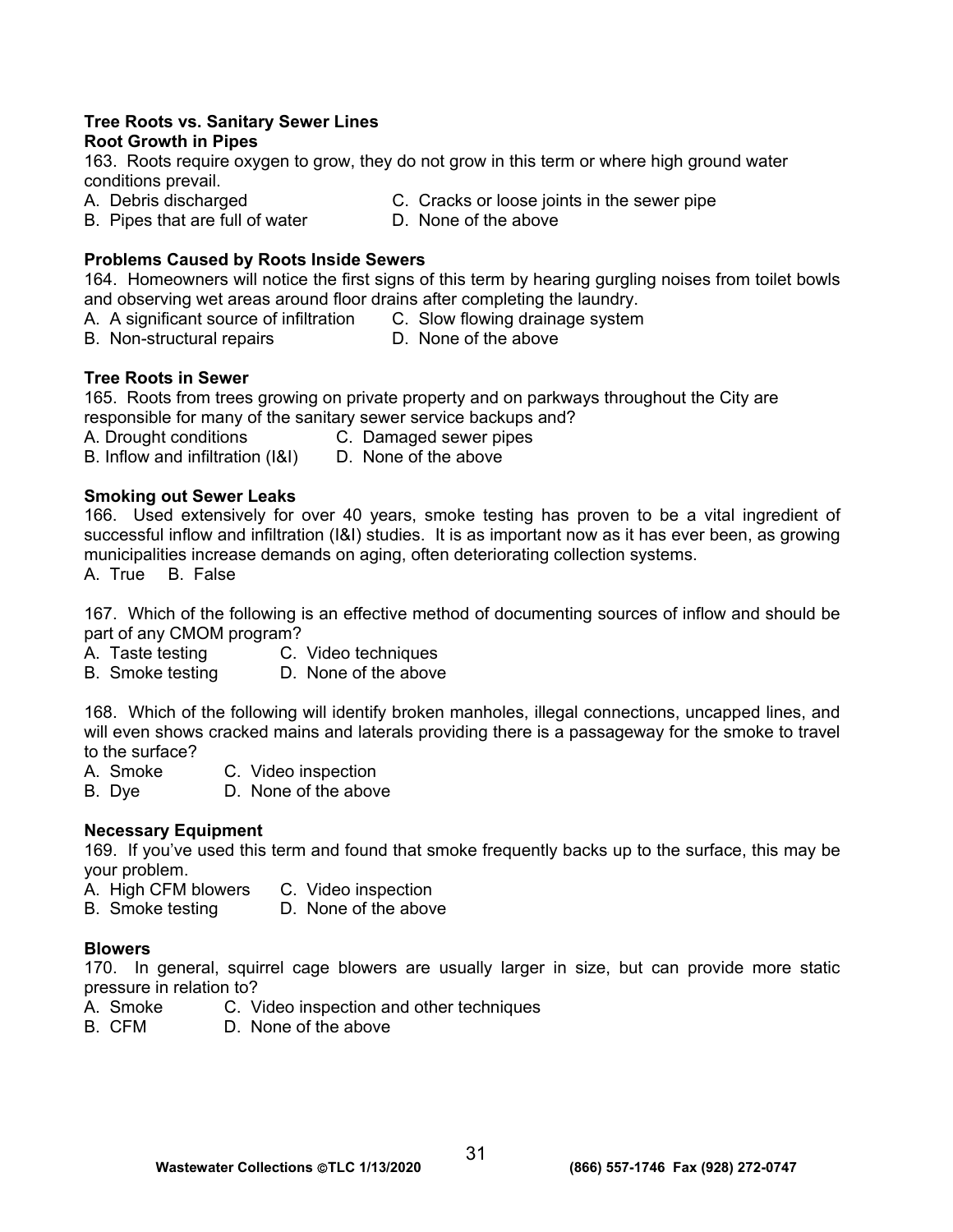**Tree Roots vs. Sanitary Sewer Lines**

**Root Growth in Pipes**

163. Roots require oxygen to grow, they do not grow in this term or where high ground water conditions prevail.

A. Debris discharged
B. Pipes that are full of water
C. Cracks or loose joints in the sewer pipe
D. None of the above

**Problems Caused by Roots Inside Sewers**

164. Homeowners will notice the first signs of this term by hearing gurgling noises from toilet bowls and observing wet areas around floor drains after completing the laundry.

A. A significant source of infiltration
B. Non-structural repairs
C. Slow flowing drainage system
D. None of the above

**Tree Roots in Sewer**

165. Roots from trees growing on private property and on parkways throughout the City are responsible for many of the sanitary sewer service backups and?

A. Drought conditions
B. Inflow and infiltration (I&I)
C. Damaged sewer pipes
D. None of the above

**Smoking out Sewer Leaks**

166. Used extensively for over 40 years, smoke testing has proven to be a vital ingredient of successful inflow and infiltration (I&I) studies. It is as important now as it has ever been, as growing municipalities increase demands on aging, often deteriorating collection systems.

A. True B. False

167. Which of the following is an effective method of documenting sources of inflow and should be part of any CMOM program?

A. Taste testing
B. Smoke testing
C. Video techniques
D. None of the above

168. Which of the following will identify broken manholes, illegal connections, uncapped lines, and will even shows cracked mains and laterals providing there is a passageway for the smoke to travel to the surface?

A. Smoke
B. Dye
C. Video inspection
D. None of the above

**Necessary Equipment**

169. If you've used this term and found that smoke frequently backs up to the surface, this may be your problem.

A. High CFM blowers
B. Smoke testing
C. Video inspection
D. None of the above

**Blowers**

170. In general, squirrel cage blowers are usually larger in size, but can provide more static pressure in relation to?

A. Smoke
B. CFM
C. Video inspection and other techniques
D. None of the above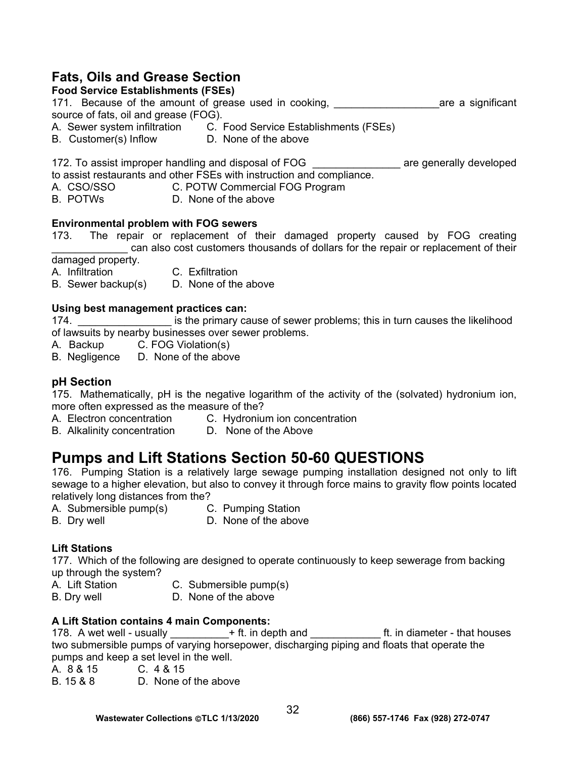## Fats, Oils and Grease Section

**Food Service Establishments (FSEs)**

171. Because of the amount of grease used in cooking, __________________are a significant source of fats, oil and grease (FOG).

A. Sewer system infiltration  C. Food Service Establishments (FSEs)
B. Customer(s) Inflow  D. None of the above

172. To assist improper handling and disposal of FOG _______________ are generally developed to assist restaurants and other FSEs with instruction and compliance.

A. CSO/SSO  C. POTW Commercial FOG Program
B. POTWs  D. None of the above

**Environmental problem with FOG sewers**

173. The repair or replacement of their damaged property caused by FOG creating _____________ can also cost customers thousands of dollars for the repair or replacement of their damaged property.

A. Infiltration  C. Exfiltration
B. Sewer backup(s)  D. None of the above

**Using best management practices can:**

174. ________________ is the primary cause of sewer problems; this in turn causes the likelihood of lawsuits by nearby businesses over sewer problems.

A. Backup  C. FOG Violation(s)
B. Negligence  D. None of the above

## pH Section

175. Mathematically, pH is the negative logarithm of the activity of the (solvated) hydronium ion, more often expressed as the measure of the?

A. Electron concentration  C. Hydronium ion concentration
B. Alkalinity concentration  D. None of the Above

# Pumps and Lift Stations Section 50-60 QUESTIONS

176. Pumping Station is a relatively large sewage pumping installation designed not only to lift sewage to a higher elevation, but also to convey it through force mains to gravity flow points located relatively long distances from the?

A. Submersible pump(s)  C. Pumping Station
B. Dry well  D. None of the above

**Lift Stations**

177. Which of the following are designed to operate continuously to keep sewerage from backing up through the system?

A. Lift Station  C. Submersible pump(s)
B. Dry well  D. None of the above

**A Lift Station contains 4 main Components:**

178. A wet well - usually __________+ ft. in depth and ____________ ft. in diameter - that houses two submersible pumps of varying horsepower, discharging piping and floats that operate the pumps and keep a set level in the well.

A. 8 & 15  C. 4 & 15
B. 15 & 8  D. None of the above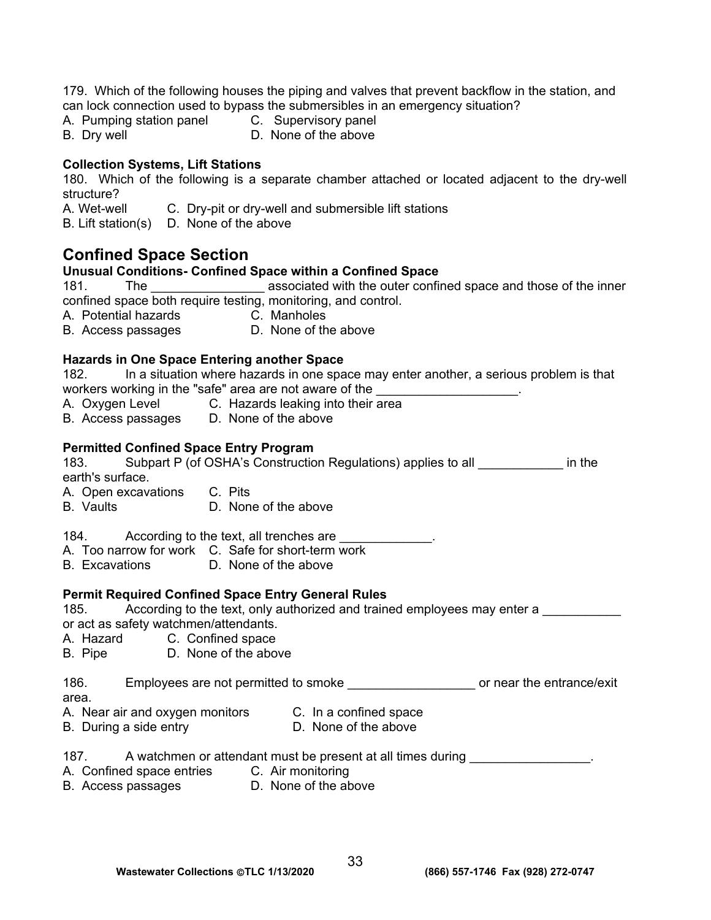179. Which of the following houses the piping and valves that prevent backflow in the station, and can lock connection used to bypass the submersibles in an emergency situation?

A. Pumping station panel C. Supervisory panel
B. Dry well D. None of the above

**Collection Systems, Lift Stations**

180. Which of the following is a separate chamber attached or located adjacent to the dry-well structure?

A. Wet-well C. Dry-pit or dry-well and submersible lift stations
B. Lift station(s) D. None of the above

## Confined Space Section

**Unusual Conditions- Confined Space within a Confined Space**

181. The ________________ associated with the outer confined space and those of the inner confined space both require testing, monitoring, and control.

A. Potential hazards C. Manholes
B. Access passages D. None of the above

**Hazards in One Space Entering another Space**

182. In a situation where hazards in one space may enter another, a serious problem is that workers working in the "safe" area are not aware of the ____________________.

A. Oxygen Level C. Hazards leaking into their area
B. Access passages D. None of the above

**Permitted Confined Space Entry Program**

183. Subpart P (of OSHA's Construction Regulations) applies to all ____________ in the earth's surface.

A. Open excavations C. Pits
B. Vaults D. None of the above

184. According to the text, all trenches are _____________.

A. Too narrow for work C. Safe for short-term work
B. Excavations D. None of the above

**Permit Required Confined Space Entry General Rules**

185. According to the text, only authorized and trained employees may enter a ___________ or act as safety watchmen/attendants.

A. Hazard C. Confined space
B. Pipe D. None of the above

186. Employees are not permitted to smoke __________________ or near the entrance/exit area.

A. Near air and oxygen monitors C. In a confined space
B. During a side entry D. None of the above

187. A watchmen or attendant must be present at all times during _________________.

A. Confined space entries C. Air monitoring
B. Access passages D. None of the above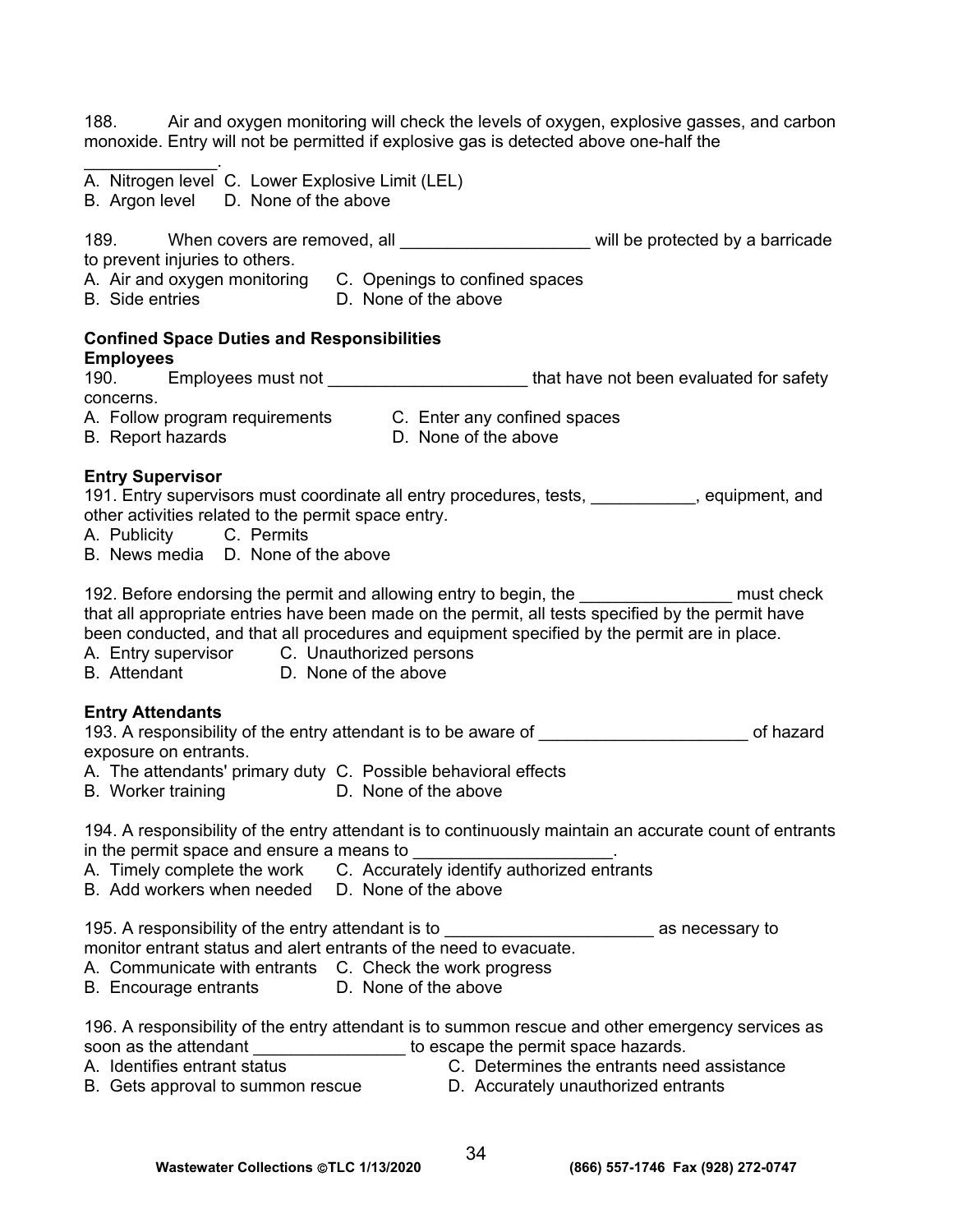188. Air and oxygen monitoring will check the levels of oxygen, explosive gasses, and carbon monoxide. Entry will not be permitted if explosive gas is detected above one-half the ______________.

A. Nitrogen level C. Lower Explosive Limit (LEL)
B. Argon level D. None of the above

189. When covers are removed, all ____________________ will be protected by a barricade to prevent injuries to others.

A. Air and oxygen monitoring C. Openings to confined spaces
B. Side entries D. None of the above

**Confined Space Duties and Responsibilities**

**Employees**

190. Employees must not _____________________ that have not been evaluated for safety concerns.

A. Follow program requirements C. Enter any confined spaces
B. Report hazards D. None of the above

**Entry Supervisor**

191. Entry supervisors must coordinate all entry procedures, tests, ___________, equipment, and other activities related to the permit space entry.

A. Publicity C. Permits
B. News media D. None of the above

192. Before endorsing the permit and allowing entry to begin, the ________________ must check that all appropriate entries have been made on the permit, all tests specified by the permit have been conducted, and that all procedures and equipment specified by the permit are in place.

A. Entry supervisor C. Unauthorized persons
B. Attendant D. None of the above

**Entry Attendants**

193. A responsibility of the entry attendant is to be aware of ______________________ of hazard exposure on entrants.

A. The attendants' primary duty C. Possible behavioral effects
B. Worker training D. None of the above

194. A responsibility of the entry attendant is to continuously maintain an accurate count of entrants in the permit space and ensure a means to _____________________.

A. Timely complete the work C. Accurately identify authorized entrants
B. Add workers when needed D. None of the above

195. A responsibility of the entry attendant is to ______________________ as necessary to monitor entrant status and alert entrants of the need to evacuate.

A. Communicate with entrants C. Check the work progress
B. Encourage entrants D. None of the above

196. A responsibility of the entry attendant is to summon rescue and other emergency services as soon as the attendant ________________ to escape the permit space hazards.

A. Identifies entrant status C. Determines the entrants need assistance
B. Gets approval to summon rescue D. Accurately unauthorized entrants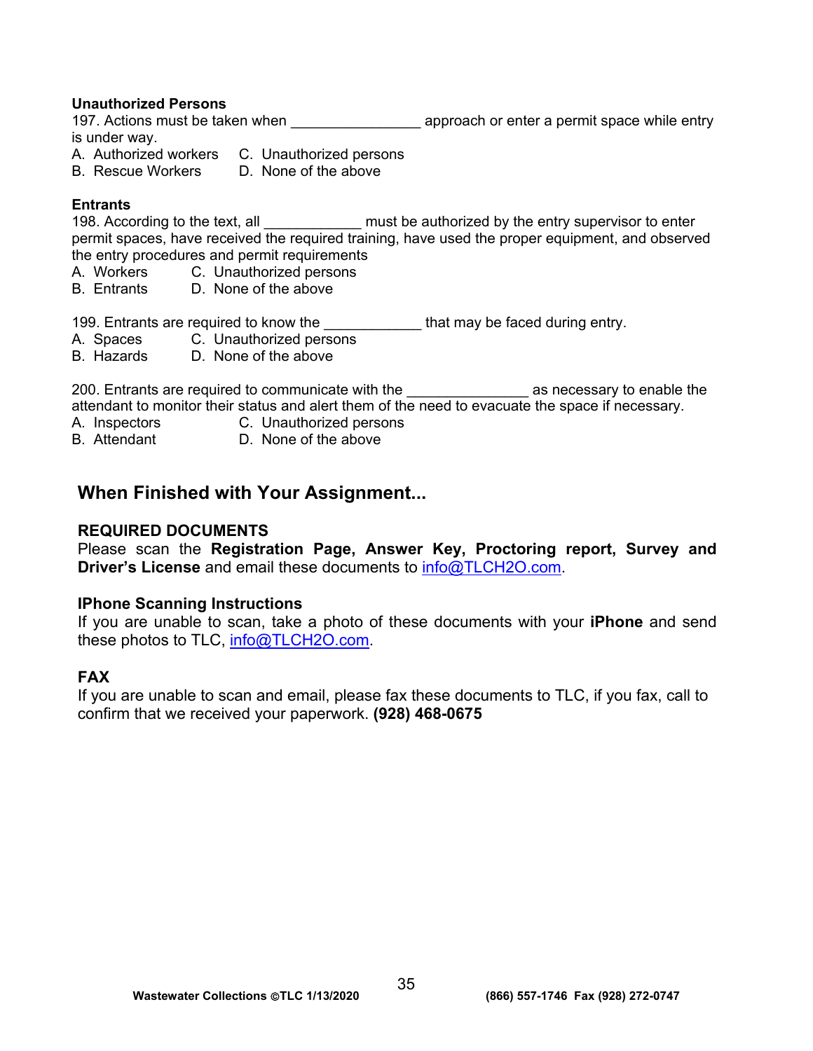**Unauthorized Persons**

197. Actions must be taken when _______________ approach or enter a permit space while entry is under way.

A. Authorized workers
B. Rescue Workers
C. Unauthorized persons
D. None of the above

**Entrants**

198. According to the text, all ____________ must be authorized by the entry supervisor to enter permit spaces, have received the required training, have used the proper equipment, and observed the entry procedures and permit requirements

A. Workers
B. Entrants
C. Unauthorized persons
D. None of the above

199. Entrants are required to know the ____________ that may be faced during entry.

A. Spaces
B. Hazards
C. Unauthorized persons
D. None of the above

200. Entrants are required to communicate with the ______________ as necessary to enable the attendant to monitor their status and alert them of the need to evacuate the space if necessary.

A. Inspectors
B. Attendant
C. Unauthorized persons
D. None of the above

## When Finished with Your Assignment...

### REQUIRED DOCUMENTS

Please scan the **Registration Page, Answer Key, Proctoring report, Survey and Driver's License** and email these documents to info@TLCH2O.com.

### IPhone Scanning Instructions

If you are unable to scan, take a photo of these documents with your **iPhone** and send these photos to TLC, info@TLCH2O.com.

### FAX

If you are unable to scan and email, please fax these documents to TLC, if you fax, call to confirm that we received your paperwork. **(928) 468-0675**